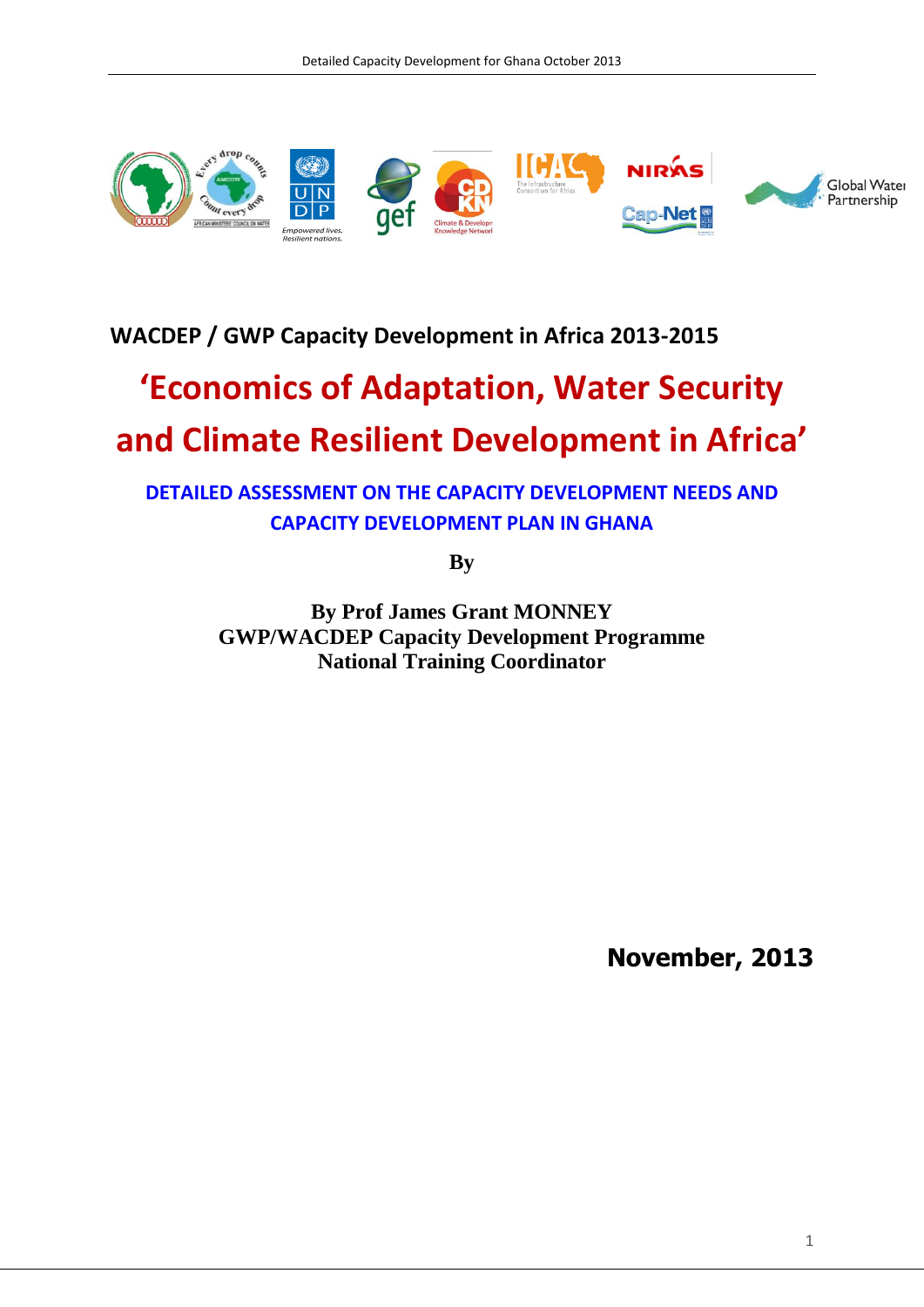**WACDEP / GWP Capacity Development in Africa 2013-2015**

# 'Economics of Adaptation, Water Security and Climate Resilient Development in Africa'

## DETAILED ASSESSMENT ON THE CAPACITY DEVELOPMENT NEEDS AND CAPACITY DEVELOPMENT PLAN IN GHANA

**By**

**By Prof James Grant MONNEY**
**GWP/WACDEP Capacity Development Programme**
**National Training Coordinator**

**November, 2013**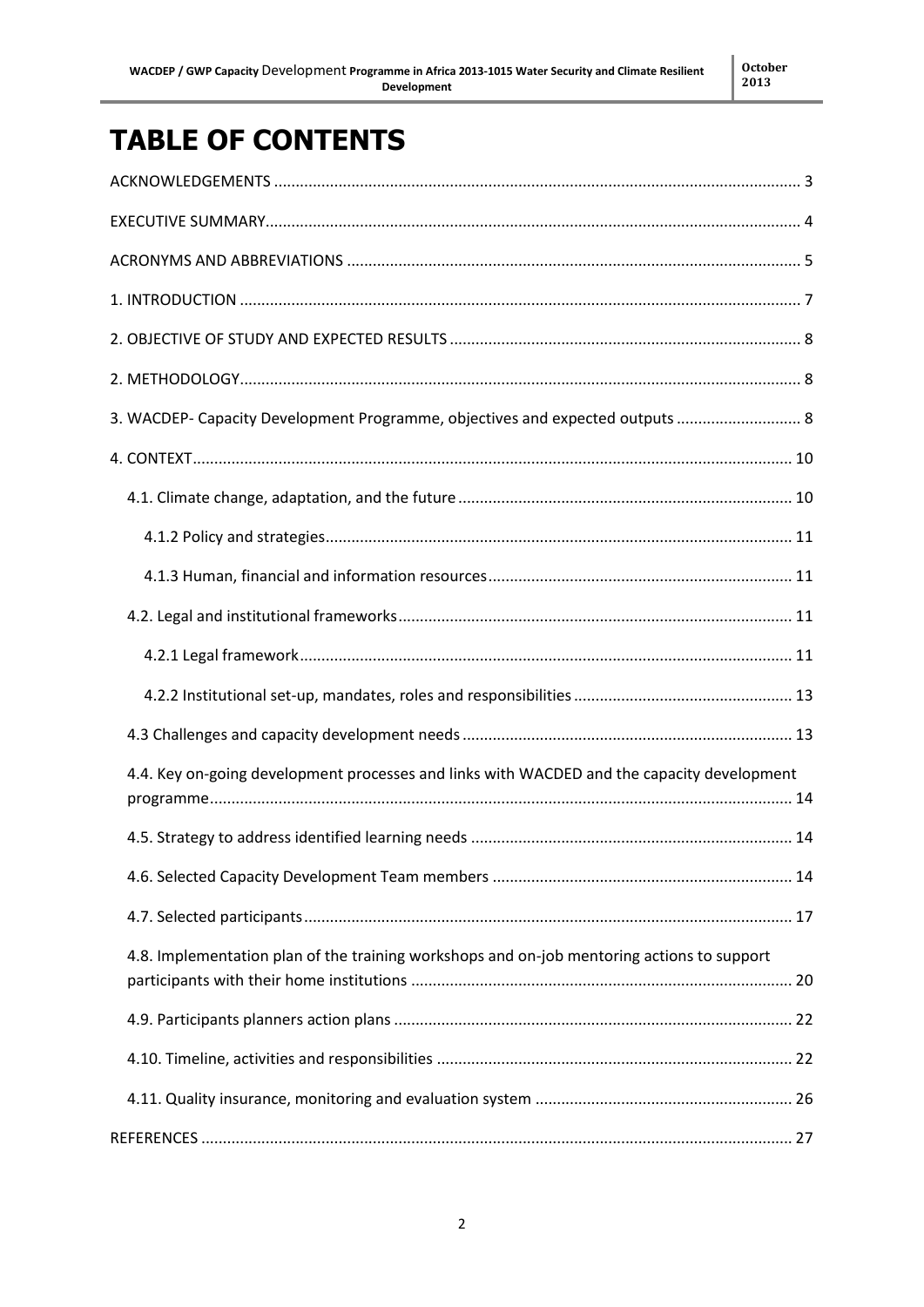# TABLE OF CONTENTS

ACKNOWLEDGEMENTS ........................................................................................................................ 3

EXECUTIVE SUMMARY........................................................................................................................ 4

ACRONYMS AND ABBREVIATIONS ........................................................................................................ 5

1. INTRODUCTION ................................................................................................................................ 7

2. OBJECTIVE OF STUDY AND EXPECTED RESULTS ................................................................................ 8

2. METHODOLOGY................................................................................................................................ 8

3. WACDEP- Capacity Development Programme, objectives and expected outputs ............................ 8

4. CONTEXT.......................................................................................................................................... 10

4.1. Climate change, adaptation, and the future ............................................................................ 10

4.1.2 Policy and strategies........................................................................................................... 11

4.1.3 Human, financial and information resources...................................................................... 11

4.2. Legal and institutional frameworks.......................................................................................... 11

4.2.1 Legal framework................................................................................................................. 11

4.2.2 Institutional set-up, mandates, roles and responsibilities.................................................. 13

4.3 Challenges and capacity development needs ........................................................................... 13

4.4. Key on-going development processes and links with WACDED and the capacity development programme...................................................................................................................................... 14

4.5. Strategy to address identified learning needs .......................................................................... 14

4.6. Selected Capacity Development Team members .................................................................... 14

4.7. Selected participants................................................................................................................ 17

4.8. Implementation plan of the training workshops and on-job mentoring actions to support participants with their home institutions ....................................................................................... 20

4.9. Participants planners action plans ........................................................................................... 22

4.10. Timeline, activities and responsibilities ................................................................................. 22

4.11. Quality insurance, monitoring and evaluation system .......................................................... 26

REFERENCES ........................................................................................................................................ 27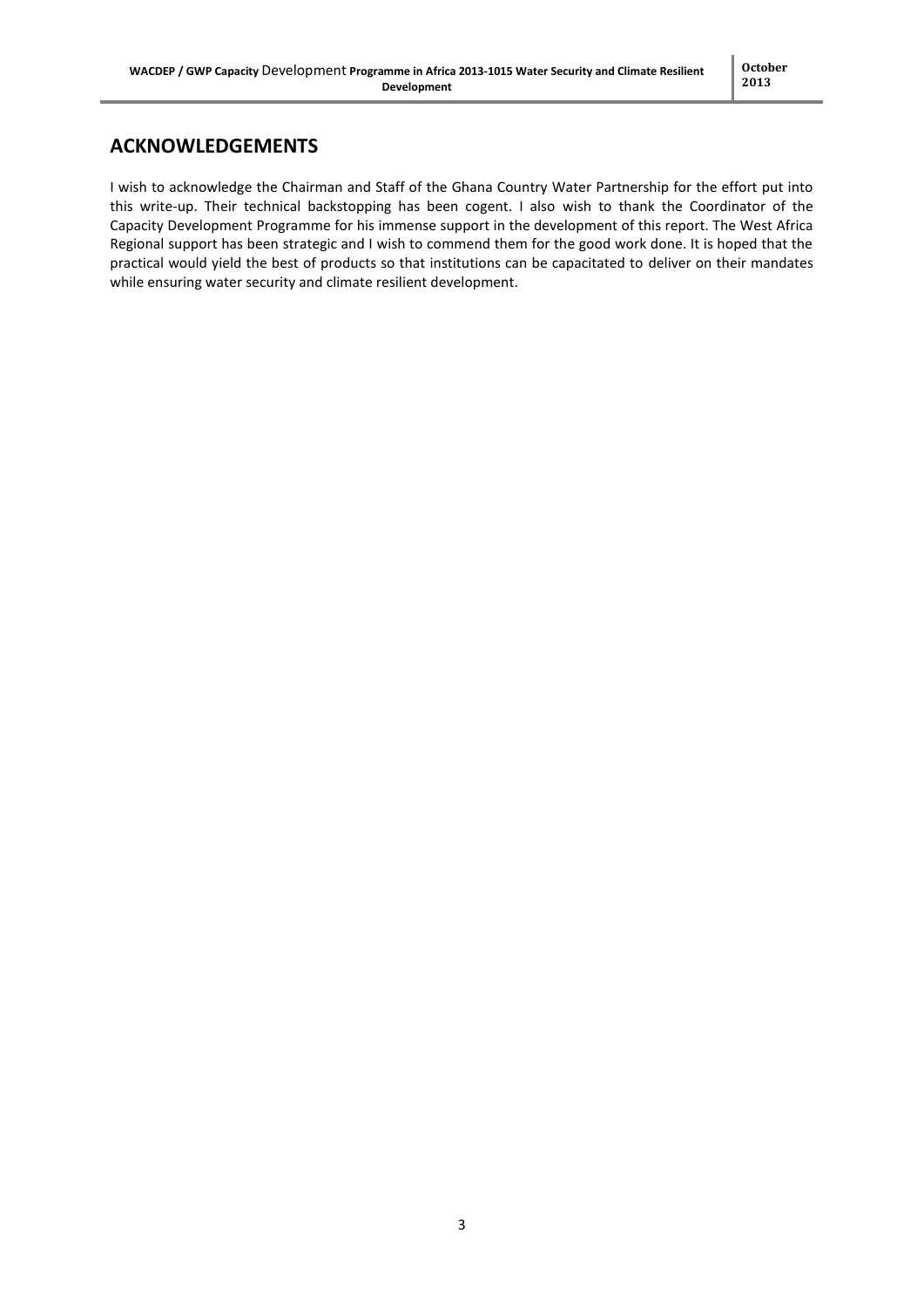## ACKNOWLEDGEMENTS

I wish to acknowledge the Chairman and Staff of the Ghana Country Water Partnership for the effort put into this write-up. Their technical backstopping has been cogent. I also wish to thank the Coordinator of the Capacity Development Programme for his immense support in the development of this report. The West Africa Regional support has been strategic and I wish to commend them for the good work done. It is hoped that the practical would yield the best of products so that institutions can be capacitated to deliver on their mandates while ensuring water security and climate resilient development.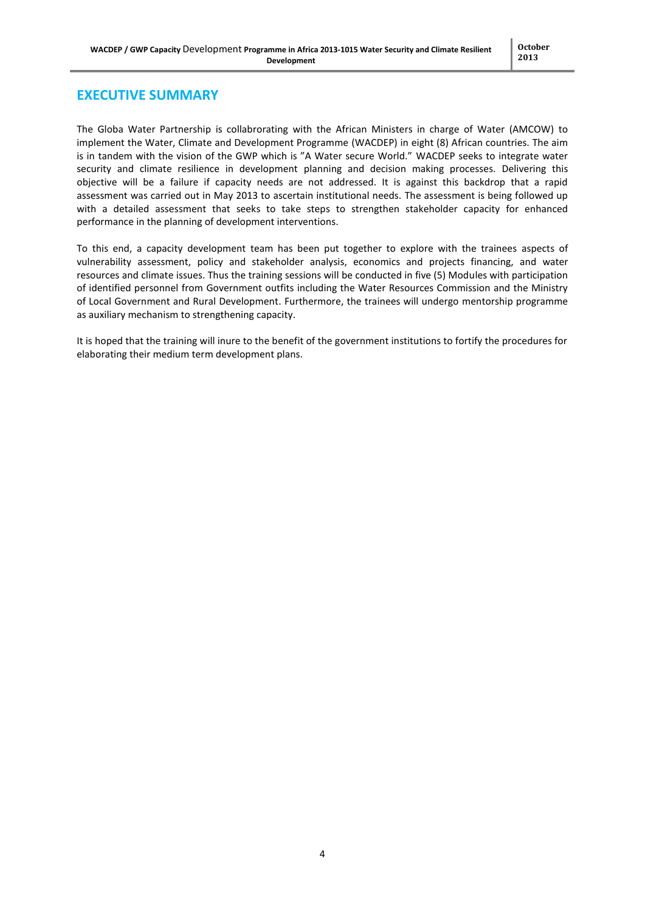## EXECUTIVE SUMMARY

The Globa Water Partnership is collabrorating with the African Ministers in charge of Water (AMCOW) to implement the Water, Climate and Development Programme (WACDEP) in eight (8) African countries. The aim is in tandem with the vision of the GWP which is "A Water secure World." WACDEP seeks to integrate water security and climate resilience in development planning and decision making processes. Delivering this objective will be a failure if capacity needs are not addressed. It is against this backdrop that a rapid assessment was carried out in May 2013 to ascertain institutional needs. The assessment is being followed up with a detailed assessment that seeks to take steps to strengthen stakeholder capacity for enhanced performance in the planning of development interventions.

To this end, a capacity development team has been put together to explore with the trainees aspects of vulnerability assessment, policy and stakeholder analysis, economics and projects financing, and water resources and climate issues. Thus the training sessions will be conducted in five (5) Modules with participation of identified personnel from Government outfits including the Water Resources Commission and the Ministry of Local Government and Rural Development. Furthermore, the trainees will undergo mentorship programme as auxiliary mechanism to strengthening capacity.

It is hoped that the training will inure to the benefit of the government institutions to fortify the procedures for elaborating their medium term development plans.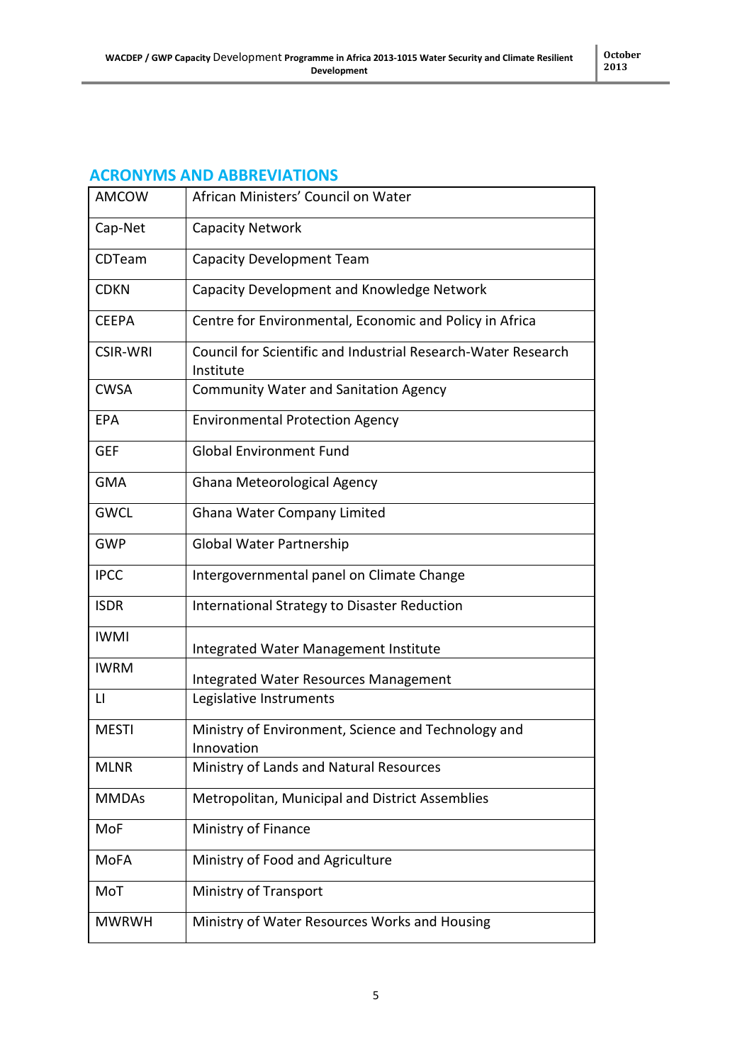## ACRONYMS AND ABBREVIATIONS

| | |
|---|---|
| AMCOW | African Ministers' Council on Water |
| Cap-Net | Capacity Network |
| CDTeam | Capacity Development Team |
| CDKN | Capacity Development and Knowledge Network |
| CEEPA | Centre for Environmental, Economic and Policy in Africa |
| CSIR-WRI | Council for Scientific and Industrial Research-Water Research Institute |
| CWSA | Community Water and Sanitation Agency |
| EPA | Environmental Protection Agency |
| GEF | Global Environment Fund |
| GMA | Ghana Meteorological Agency |
| GWCL | Ghana Water Company Limited |
| GWP | Global Water Partnership |
| IPCC | Intergovernmental panel on Climate Change |
| ISDR | International Strategy to Disaster Reduction |
| IWMI | Integrated Water Management Institute |
| IWRM | Integrated Water Resources Management |
| LI | Legislative Instruments |
| MESTI | Ministry of Environment, Science and Technology and Innovation |
| MLNR | Ministry of Lands and Natural Resources |
| MMDAs | Metropolitan, Municipal and District Assemblies |
| MoF | Ministry of Finance |
| MoFA | Ministry of Food and Agriculture |
| MoT | Ministry of Transport |
| MWRWH | Ministry of Water Resources Works and Housing |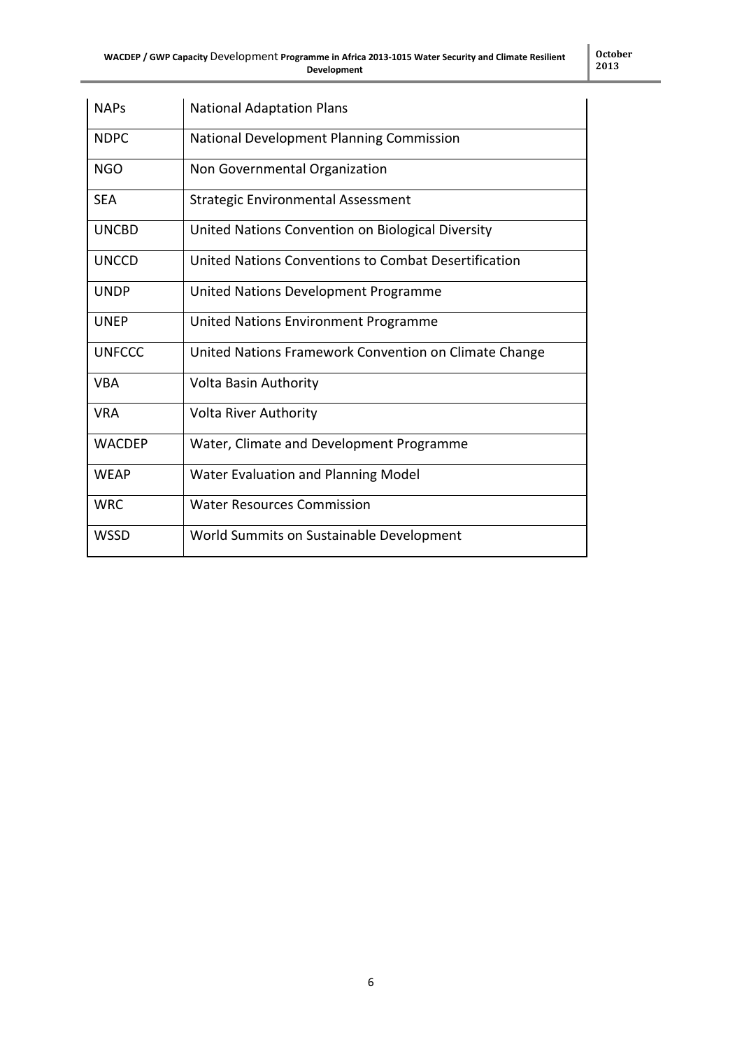| | |
|---|---|
| NAPs | National Adaptation Plans |
| NDPC | National Development Planning Commission |
| NGO | Non Governmental Organization |
| SEA | Strategic Environmental Assessment |
| UNCBD | United Nations Convention on Biological Diversity |
| UNCCD | United Nations Conventions to Combat Desertification |
| UNDP | United Nations Development Programme |
| UNEP | United Nations Environment Programme |
| UNFCCC | United Nations Framework Convention on Climate Change |
| VBA | Volta Basin Authority |
| VRA | Volta River Authority |
| WACDEP | Water, Climate and Development Programme |
| WEAP | Water Evaluation and Planning Model |
| WRC | Water Resources Commission |
| WSSD | World Summits on Sustainable Development |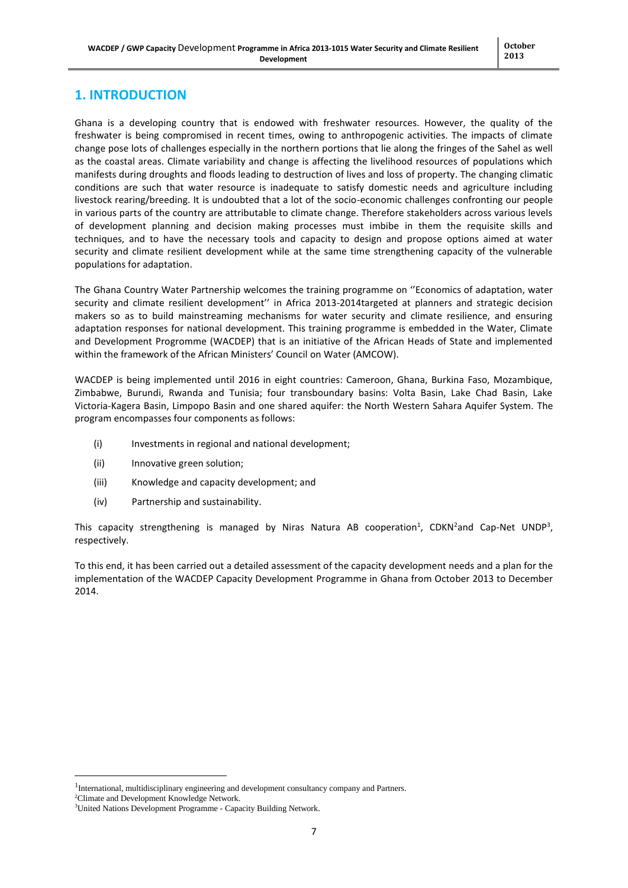# 1. INTRODUCTION

Ghana is a developing country that is endowed with freshwater resources. However, the quality of the freshwater is being compromised in recent times, owing to anthropogenic activities. The impacts of climate change pose lots of challenges especially in the northern portions that lie along the fringes of the Sahel as well as the coastal areas. Climate variability and change is affecting the livelihood resources of populations which manifests during droughts and floods leading to destruction of lives and loss of property. The changing climatic conditions are such that water resource is inadequate to satisfy domestic needs and agriculture including livestock rearing/breeding. It is undoubted that a lot of the socio-economic challenges confronting our people in various parts of the country are attributable to climate change. Therefore stakeholders across various levels of development planning and decision making processes must imbibe in them the requisite skills and techniques, and to have the necessary tools and capacity to design and propose options aimed at water security and climate resilient development while at the same time strengthening capacity of the vulnerable populations for adaptation.

The Ghana Country Water Partnership welcomes the training programme on ''Economics of adaptation, water security and climate resilient development'' in Africa 2013-2014targeted at planners and strategic decision makers so as to build mainstreaming mechanisms for water security and climate resilience, and ensuring adaptation responses for national development. This training programme is embedded in the Water, Climate and Development Progromme (WACDEP) that is an initiative of the African Heads of State and implemented within the framework of the African Ministers' Council on Water (AMCOW).

WACDEP is being implemented until 2016 in eight countries: Cameroon, Ghana, Burkina Faso, Mozambique, Zimbabwe, Burundi, Rwanda and Tunisia; four transboundary basins: Volta Basin, Lake Chad Basin, Lake Victoria-Kagera Basin, Limpopo Basin and one shared aquifer: the North Western Sahara Aquifer System. The program encompasses four components as follows:

(i) Investments in regional and national development;

(ii) Innovative green solution;

(iii) Knowledge and capacity development; and

(iv) Partnership and sustainability.

This capacity strengthening is managed by Niras Natura AB cooperation[1], CDKN[2]and Cap-Net UNDP[3], respectively.

To this end, it has been carried out a detailed assessment of the capacity development needs and a plan for the implementation of the WACDEP Capacity Development Programme in Ghana from October 2013 to December 2014.

---

[1]International, multidisciplinary engineering and development consultancy company and Partners.

[2]Climate and Development Knowledge Network.

[3]United Nations Development Programme - Capacity Building Network.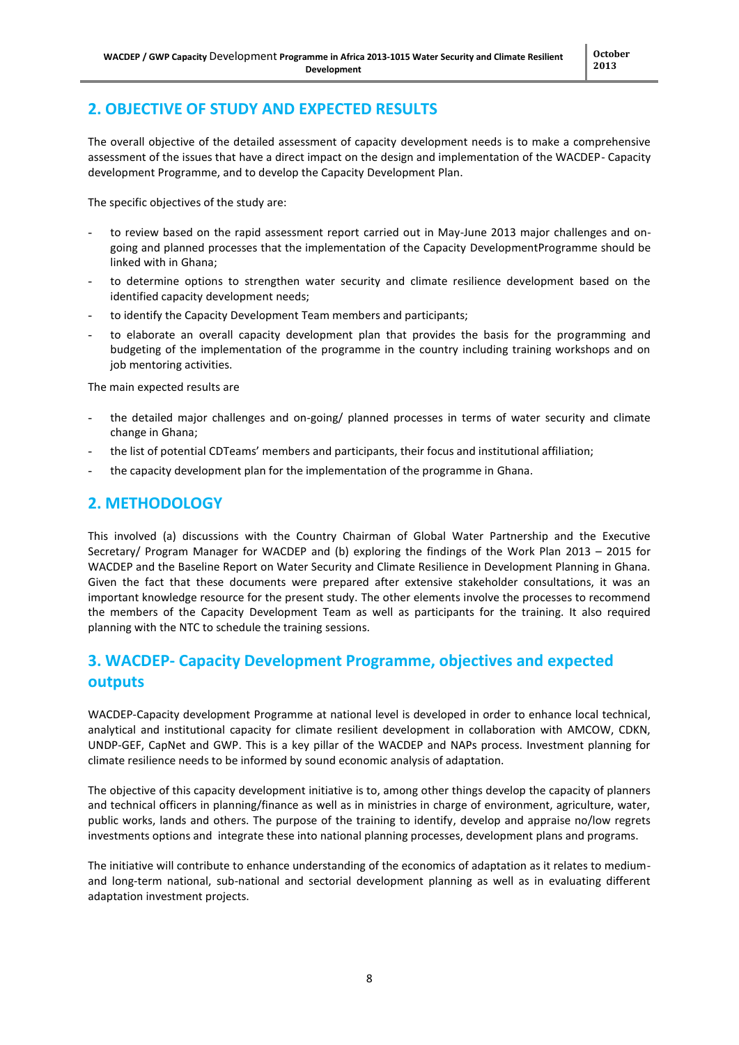## 2. OBJECTIVE OF STUDY AND EXPECTED RESULTS

The overall objective of the detailed assessment of capacity development needs is to make a comprehensive assessment of the issues that have a direct impact on the design and implementation of the WACDEP- Capacity development Programme, and to develop the Capacity Development Plan.

The specific objectives of the study are:

- to review based on the rapid assessment report carried out in May-June 2013 major challenges and on-going and planned processes that the implementation of the Capacity DevelopmentProgramme should be linked with in Ghana;
- to determine options to strengthen water security and climate resilience development based on the identified capacity development needs;
- to identify the Capacity Development Team members and participants;
- to elaborate an overall capacity development plan that provides the basis for the programming and budgeting of the implementation of the programme in the country including training workshops and on job mentoring activities.

The main expected results are

- the detailed major challenges and on-going/ planned processes in terms of water security and climate change in Ghana;
- the list of potential CDTeams' members and participants, their focus and institutional affiliation;
- the capacity development plan for the implementation of the programme in Ghana.

## 2. METHODOLOGY

This involved (a) discussions with the Country Chairman of Global Water Partnership and the Executive Secretary/ Program Manager for WACDEP and (b) exploring the findings of the Work Plan 2013 – 2015 for WACDEP and the Baseline Report on Water Security and Climate Resilience in Development Planning in Ghana. Given the fact that these documents were prepared after extensive stakeholder consultations, it was an important knowledge resource for the present study. The other elements involve the processes to recommend the members of the Capacity Development Team as well as participants for the training. It also required planning with the NTC to schedule the training sessions.

## 3. WACDEP- Capacity Development Programme, objectives and expected outputs

WACDEP-Capacity development Programme at national level is developed in order to enhance local technical, analytical and institutional capacity for climate resilient development in collaboration with AMCOW, CDKN, UNDP-GEF, CapNet and GWP. This is a key pillar of the WACDEP and NAPs process. Investment planning for climate resilience needs to be informed by sound economic analysis of adaptation.

The objective of this capacity development initiative is to, among other things develop the capacity of planners and technical officers in planning/finance as well as in ministries in charge of environment, agriculture, water, public works, lands and others. The purpose of the training to identify, develop and appraise no/low regrets investments options and integrate these into national planning processes, development plans and programs.

The initiative will contribute to enhance understanding of the economics of adaptation as it relates to medium- and long-term national, sub-national and sectorial development planning as well as in evaluating different adaptation investment projects.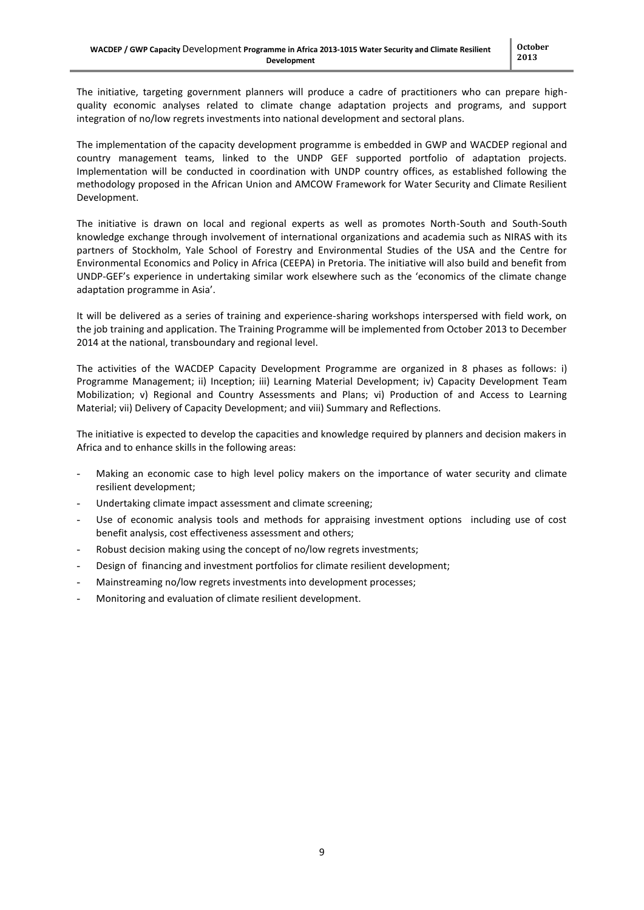The initiative, targeting government planners will produce a cadre of practitioners who can prepare high-quality economic analyses related to climate change adaptation projects and programs, and support integration of no/low regrets investments into national development and sectoral plans.

The implementation of the capacity development programme is embedded in GWP and WACDEP regional and country management teams, linked to the UNDP GEF supported portfolio of adaptation projects. Implementation will be conducted in coordination with UNDP country offices, as established following the methodology proposed in the African Union and AMCOW Framework for Water Security and Climate Resilient Development.

The initiative is drawn on local and regional experts as well as promotes North-South and South-South knowledge exchange through involvement of international organizations and academia such as NIRAS with its partners of Stockholm, Yale School of Forestry and Environmental Studies of the USA and the Centre for Environmental Economics and Policy in Africa (CEEPA) in Pretoria. The initiative will also build and benefit from UNDP-GEF's experience in undertaking similar work elsewhere such as the 'economics of the climate change adaptation programme in Asia'.

It will be delivered as a series of training and experience-sharing workshops interspersed with field work, on the job training and application. The Training Programme will be implemented from October 2013 to December 2014 at the national, transboundary and regional level.

The activities of the WACDEP Capacity Development Programme are organized in 8 phases as follows: i) Programme Management; ii) Inception; iii) Learning Material Development; iv) Capacity Development Team Mobilization; v) Regional and Country Assessments and Plans; vi) Production of and Access to Learning Material; vii) Delivery of Capacity Development; and viii) Summary and Reflections.

The initiative is expected to develop the capacities and knowledge required by planners and decision makers in Africa and to enhance skills in the following areas:

- Making an economic case to high level policy makers on the importance of water security and climate resilient development;
- Undertaking climate impact assessment and climate screening;
- Use of economic analysis tools and methods for appraising investment options including use of cost benefit analysis, cost effectiveness assessment and others;
- Robust decision making using the concept of no/low regrets investments;
- Design of financing and investment portfolios for climate resilient development;
- Mainstreaming no/low regrets investments into development processes;
- Monitoring and evaluation of climate resilient development.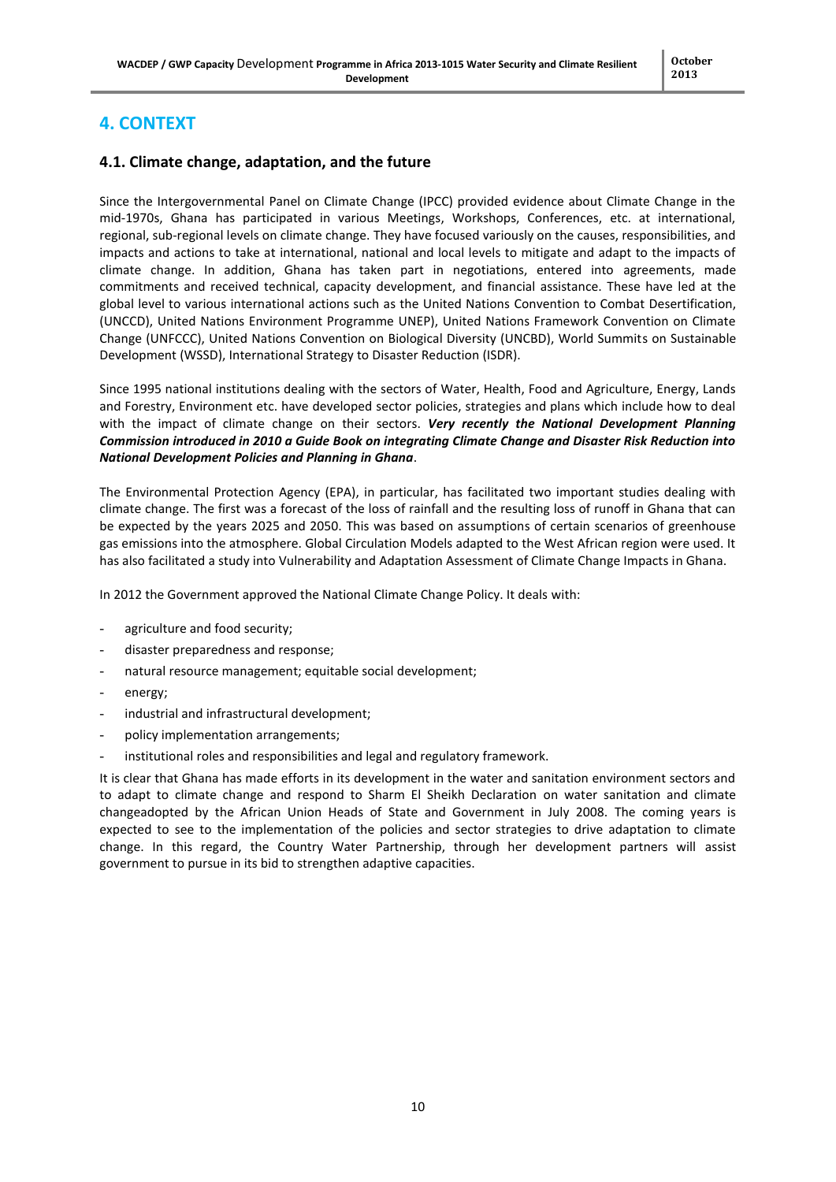# 4. CONTEXT

## 4.1. Climate change, adaptation, and the future

Since the Intergovernmental Panel on Climate Change (IPCC) provided evidence about Climate Change in the mid-1970s, Ghana has participated in various Meetings, Workshops, Conferences, etc. at international, regional, sub-regional levels on climate change. They have focused variously on the causes, responsibilities, and impacts and actions to take at international, national and local levels to mitigate and adapt to the impacts of climate change. In addition, Ghana has taken part in negotiations, entered into agreements, made commitments and received technical, capacity development, and financial assistance. These have led at the global level to various international actions such as the United Nations Convention to Combat Desertification, (UNCCD), United Nations Environment Programme UNEP), United Nations Framework Convention on Climate Change (UNFCCC), United Nations Convention on Biological Diversity (UNCBD), World Summits on Sustainable Development (WSSD), International Strategy to Disaster Reduction (ISDR).

Since 1995 national institutions dealing with the sectors of Water, Health, Food and Agriculture, Energy, Lands and Forestry, Environment etc. have developed sector policies, strategies and plans which include how to deal with the impact of climate change on their sectors. ***Very recently the National Development Planning Commission introduced in 2010 a Guide Book on integrating Climate Change and Disaster Risk Reduction into National Development Policies and Planning in Ghana***.

The Environmental Protection Agency (EPA), in particular, has facilitated two important studies dealing with climate change. The first was a forecast of the loss of rainfall and the resulting loss of runoff in Ghana that can be expected by the years 2025 and 2050. This was based on assumptions of certain scenarios of greenhouse gas emissions into the atmosphere. Global Circulation Models adapted to the West African region were used. It has also facilitated a study into Vulnerability and Adaptation Assessment of Climate Change Impacts in Ghana.

In 2012 the Government approved the National Climate Change Policy. It deals with:

- agriculture and food security;
- disaster preparedness and response;
- natural resource management; equitable social development;
- energy;
- industrial and infrastructural development;
- policy implementation arrangements;
- institutional roles and responsibilities and legal and regulatory framework.

It is clear that Ghana has made efforts in its development in the water and sanitation environment sectors and to adapt to climate change and respond to Sharm El Sheikh Declaration on water sanitation and climate changeadopted by the African Union Heads of State and Government in July 2008. The coming years is expected to see to the implementation of the policies and sector strategies to drive adaptation to climate change. In this regard, the Country Water Partnership, through her development partners will assist government to pursue in its bid to strengthen adaptive capacities.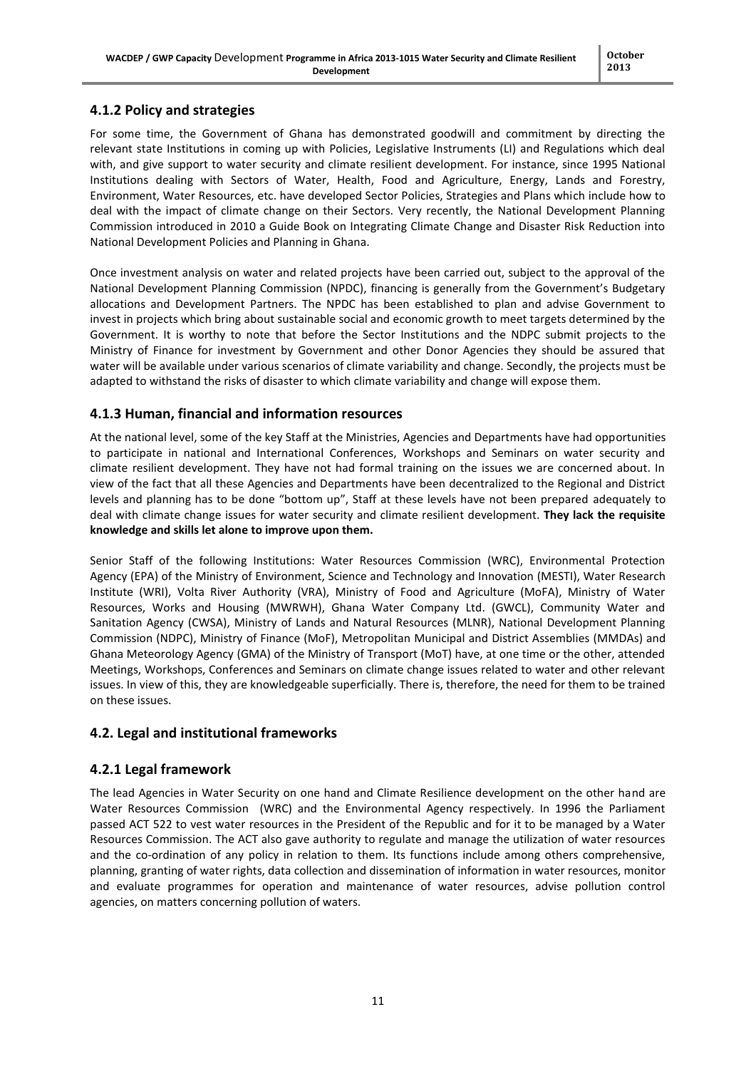### 4.1.2 Policy and strategies

For some time, the Government of Ghana has demonstrated goodwill and commitment by directing the relevant state Institutions in coming up with Policies, Legislative Instruments (LI) and Regulations which deal with, and give support to water security and climate resilient development. For instance, since 1995 National Institutions dealing with Sectors of Water, Health, Food and Agriculture, Energy, Lands and Forestry, Environment, Water Resources, etc. have developed Sector Policies, Strategies and Plans which include how to deal with the impact of climate change on their Sectors. Very recently, the National Development Planning Commission introduced in 2010 a Guide Book on Integrating Climate Change and Disaster Risk Reduction into National Development Policies and Planning in Ghana.

Once investment analysis on water and related projects have been carried out, subject to the approval of the National Development Planning Commission (NPDC), financing is generally from the Government's Budgetary allocations and Development Partners. The NPDC has been established to plan and advise Government to invest in projects which bring about sustainable social and economic growth to meet targets determined by the Government. It is worthy to note that before the Sector Institutions and the NDPC submit projects to the Ministry of Finance for investment by Government and other Donor Agencies they should be assured that water will be available under various scenarios of climate variability and change. Secondly, the projects must be adapted to withstand the risks of disaster to which climate variability and change will expose them.

### 4.1.3 Human, financial and information resources

At the national level, some of the key Staff at the Ministries, Agencies and Departments have had opportunities to participate in national and International Conferences, Workshops and Seminars on water security and climate resilient development. They have not had formal training on the issues we are concerned about. In view of the fact that all these Agencies and Departments have been decentralized to the Regional and District levels and planning has to be done "bottom up", Staff at these levels have not been prepared adequately to deal with climate change issues for water security and climate resilient development. **They lack the requisite knowledge and skills let alone to improve upon them.**

Senior Staff of the following Institutions: Water Resources Commission (WRC), Environmental Protection Agency (EPA) of the Ministry of Environment, Science and Technology and Innovation (MESTI), Water Research Institute (WRI), Volta River Authority (VRA), Ministry of Food and Agriculture (MoFA), Ministry of Water Resources, Works and Housing (MWRWH), Ghana Water Company Ltd. (GWCL), Community Water and Sanitation Agency (CWSA), Ministry of Lands and Natural Resources (MLNR), National Development Planning Commission (NDPC), Ministry of Finance (MoF), Metropolitan Municipal and District Assemblies (MMDAs) and Ghana Meteorology Agency (GMA) of the Ministry of Transport (MoT) have, at one time or the other, attended Meetings, Workshops, Conferences and Seminars on climate change issues related to water and other relevant issues. In view of this, they are knowledgeable superficially. There is, therefore, the need for them to be trained on these issues.

## 4.2. Legal and institutional frameworks

### 4.2.1 Legal framework

The lead Agencies in Water Security on one hand and Climate Resilience development on the other hand are Water Resources Commission (WRC) and the Environmental Agency respectively. In 1996 the Parliament passed ACT 522 to vest water resources in the President of the Republic and for it to be managed by a Water Resources Commission. The ACT also gave authority to regulate and manage the utilization of water resources and the co-ordination of any policy in relation to them. Its functions include among others comprehensive, planning, granting of water rights, data collection and dissemination of information in water resources, monitor and evaluate programmes for operation and maintenance of water resources, advise pollution control agencies, on matters concerning pollution of waters.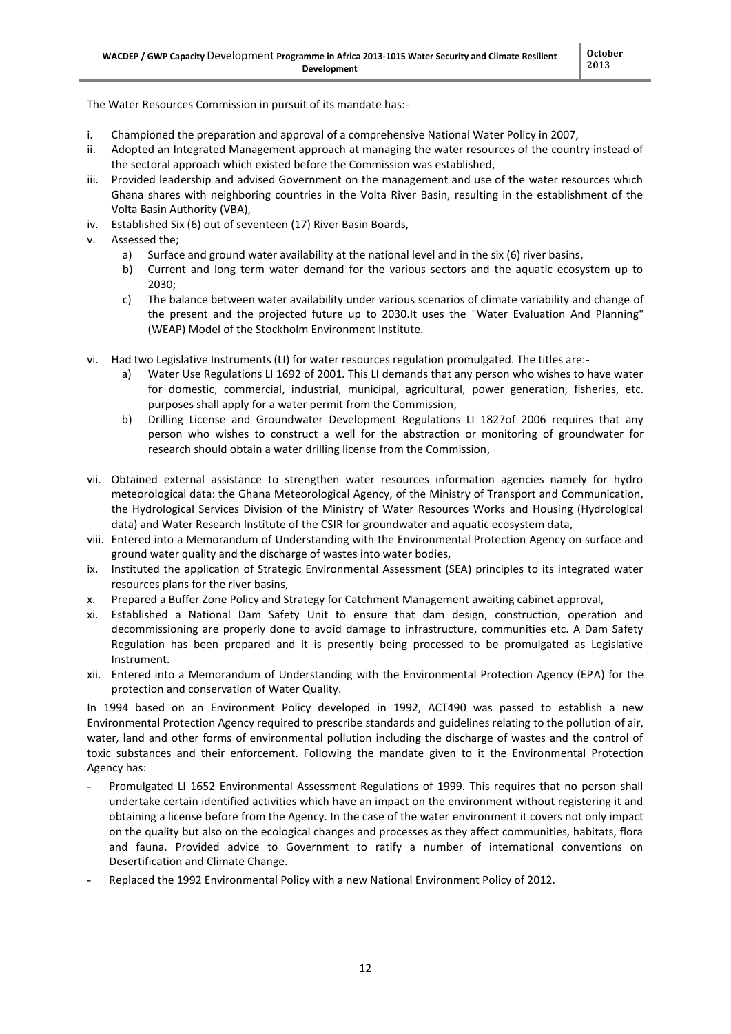The Water Resources Commission in pursuit of its mandate has:-

i. Championed the preparation and approval of a comprehensive National Water Policy in 2007,
ii. Adopted an Integrated Management approach at managing the water resources of the country instead of the sectoral approach which existed before the Commission was established,
iii. Provided leadership and advised Government on the management and use of the water resources which Ghana shares with neighboring countries in the Volta River Basin, resulting in the establishment of the Volta Basin Authority (VBA),
iv. Established Six (6) out of seventeen (17) River Basin Boards,
v. Assessed the;
    a) Surface and ground water availability at the national level and in the six (6) river basins,
    b) Current and long term water demand for the various sectors and the aquatic ecosystem up to 2030;
    c) The balance between water availability under various scenarios of climate variability and change of the present and the projected future up to 2030.It uses the "Water Evaluation And Planning" (WEAP) Model of the Stockholm Environment Institute.
vi. Had two Legislative Instruments (LI) for water resources regulation promulgated. The titles are:-
    a) Water Use Regulations LI 1692 of 2001. This LI demands that any person who wishes to have water for domestic, commercial, industrial, municipal, agricultural, power generation, fisheries, etc. purposes shall apply for a water permit from the Commission,
    b) Drilling License and Groundwater Development Regulations LI 1827of 2006 requires that any person who wishes to construct a well for the abstraction or monitoring of groundwater for research should obtain a water drilling license from the Commission,
vii. Obtained external assistance to strengthen water resources information agencies namely for hydro meteorological data: the Ghana Meteorological Agency, of the Ministry of Transport and Communication, the Hydrological Services Division of the Ministry of Water Resources Works and Housing (Hydrological data) and Water Research Institute of the CSIR for groundwater and aquatic ecosystem data,
viii. Entered into a Memorandum of Understanding with the Environmental Protection Agency on surface and ground water quality and the discharge of wastes into water bodies,
ix. Instituted the application of Strategic Environmental Assessment (SEA) principles to its integrated water resources plans for the river basins,
x. Prepared a Buffer Zone Policy and Strategy for Catchment Management awaiting cabinet approval,
xi. Established a National Dam Safety Unit to ensure that dam design, construction, operation and decommissioning are properly done to avoid damage to infrastructure, communities etc. A Dam Safety Regulation has been prepared and it is presently being processed to be promulgated as Legislative Instrument.
xii. Entered into a Memorandum of Understanding with the Environmental Protection Agency (EPA) for the protection and conservation of Water Quality.

In 1994 based on an Environment Policy developed in 1992, ACT490 was passed to establish a new Environmental Protection Agency required to prescribe standards and guidelines relating to the pollution of air, water, land and other forms of environmental pollution including the discharge of wastes and the control of toxic substances and their enforcement. Following the mandate given to it the Environmental Protection Agency has:

- Promulgated LI 1652 Environmental Assessment Regulations of 1999. This requires that no person shall undertake certain identified activities which have an impact on the environment without registering it and obtaining a license before from the Agency. In the case of the water environment it covers not only impact on the quality but also on the ecological changes and processes as they affect communities, habitats, flora and fauna. Provided advice to Government to ratify a number of international conventions on Desertification and Climate Change.
- Replaced the 1992 Environmental Policy with a new National Environment Policy of 2012.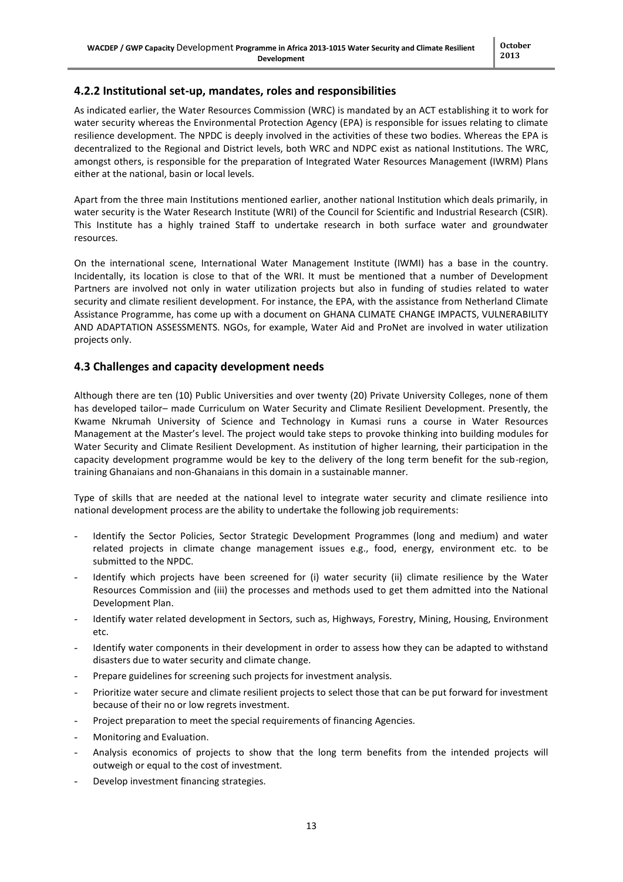### 4.2.2 Institutional set-up, mandates, roles and responsibilities

As indicated earlier, the Water Resources Commission (WRC) is mandated by an ACT establishing it to work for water security whereas the Environmental Protection Agency (EPA) is responsible for issues relating to climate resilience development. The NPDC is deeply involved in the activities of these two bodies. Whereas the EPA is decentralized to the Regional and District levels, both WRC and NDPC exist as national Institutions. The WRC, amongst others, is responsible for the preparation of Integrated Water Resources Management (IWRM) Plans either at the national, basin or local levels.

Apart from the three main Institutions mentioned earlier, another national Institution which deals primarily, in water security is the Water Research Institute (WRI) of the Council for Scientific and Industrial Research (CSIR). This Institute has a highly trained Staff to undertake research in both surface water and groundwater resources.

On the international scene, International Water Management Institute (IWMI) has a base in the country. Incidentally, its location is close to that of the WRI. It must be mentioned that a number of Development Partners are involved not only in water utilization projects but also in funding of studies related to water security and climate resilient development. For instance, the EPA, with the assistance from Netherland Climate Assistance Programme, has come up with a document on GHANA CLIMATE CHANGE IMPACTS, VULNERABILITY AND ADAPTATION ASSESSMENTS. NGOs, for example, Water Aid and ProNet are involved in water utilization projects only.

### 4.3 Challenges and capacity development needs

Although there are ten (10) Public Universities and over twenty (20) Private University Colleges, none of them has developed tailor– made Curriculum on Water Security and Climate Resilient Development. Presently, the Kwame Nkrumah University of Science and Technology in Kumasi runs a course in Water Resources Management at the Master's level. The project would take steps to provoke thinking into building modules for Water Security and Climate Resilient Development. As institution of higher learning, their participation in the capacity development programme would be key to the delivery of the long term benefit for the sub-region, training Ghanaians and non-Ghanaians in this domain in a sustainable manner.

Type of skills that are needed at the national level to integrate water security and climate resilience into national development process are the ability to undertake the following job requirements:

- Identify the Sector Policies, Sector Strategic Development Programmes (long and medium) and water related projects in climate change management issues e.g., food, energy, environment etc. to be submitted to the NPDC.
- Identify which projects have been screened for (i) water security (ii) climate resilience by the Water Resources Commission and (iii) the processes and methods used to get them admitted into the National Development Plan.
- Identify water related development in Sectors, such as, Highways, Forestry, Mining, Housing, Environment etc.
- Identify water components in their development in order to assess how they can be adapted to withstand disasters due to water security and climate change.
- Prepare guidelines for screening such projects for investment analysis.
- Prioritize water secure and climate resilient projects to select those that can be put forward for investment because of their no or low regrets investment.
- Project preparation to meet the special requirements of financing Agencies.
- Monitoring and Evaluation.
- Analysis economics of projects to show that the long term benefits from the intended projects will outweigh or equal to the cost of investment.
- Develop investment financing strategies.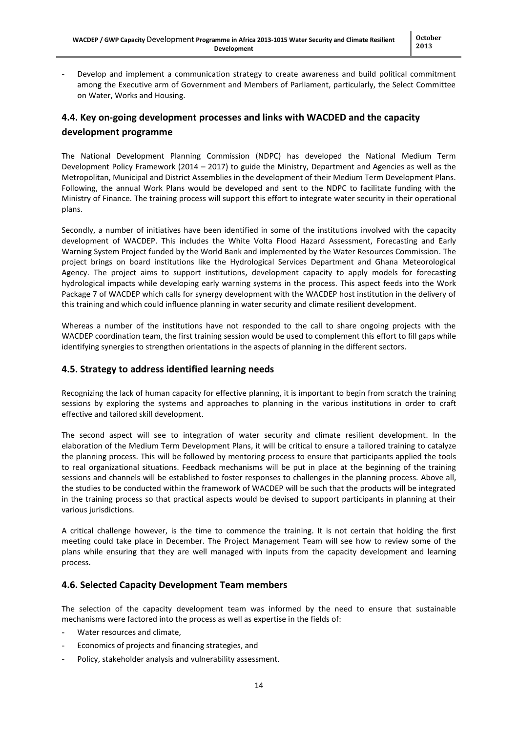- Develop and implement a communication strategy to create awareness and build political commitment among the Executive arm of Government and Members of Parliament, particularly, the Select Committee on Water, Works and Housing.

## 4.4. Key on-going development processes and links with WACDED and the capacity development programme

The National Development Planning Commission (NDPC) has developed the National Medium Term Development Policy Framework (2014 – 2017) to guide the Ministry, Department and Agencies as well as the Metropolitan, Municipal and District Assemblies in the development of their Medium Term Development Plans. Following, the annual Work Plans would be developed and sent to the NDPC to facilitate funding with the Ministry of Finance. The training process will support this effort to integrate water security in their operational plans.

Secondly, a number of initiatives have been identified in some of the institutions involved with the capacity development of WACDEP. This includes the White Volta Flood Hazard Assessment, Forecasting and Early Warning System Project funded by the World Bank and implemented by the Water Resources Commission. The project brings on board institutions like the Hydrological Services Department and Ghana Meteorological Agency. The project aims to support institutions, development capacity to apply models for forecasting hydrological impacts while developing early warning systems in the process. This aspect feeds into the Work Package 7 of WACDEP which calls for synergy development with the WACDEP host institution in the delivery of this training and which could influence planning in water security and climate resilient development.

Whereas a number of the institutions have not responded to the call to share ongoing projects with the WACDEP coordination team, the first training session would be used to complement this effort to fill gaps while identifying synergies to strengthen orientations in the aspects of planning in the different sectors.

## 4.5. Strategy to address identified learning needs

Recognizing the lack of human capacity for effective planning, it is important to begin from scratch the training sessions by exploring the systems and approaches to planning in the various institutions in order to craft effective and tailored skill development.

The second aspect will see to integration of water security and climate resilient development. In the elaboration of the Medium Term Development Plans, it will be critical to ensure a tailored training to catalyze the planning process. This will be followed by mentoring process to ensure that participants applied the tools to real organizational situations. Feedback mechanisms will be put in place at the beginning of the training sessions and channels will be established to foster responses to challenges in the planning process. Above all, the studies to be conducted within the framework of WACDEP will be such that the products will be integrated in the training process so that practical aspects would be devised to support participants in planning at their various jurisdictions.

A critical challenge however, is the time to commence the training. It is not certain that holding the first meeting could take place in December. The Project Management Team will see how to review some of the plans while ensuring that they are well managed with inputs from the capacity development and learning process.

## 4.6. Selected Capacity Development Team members

The selection of the capacity development team was informed by the need to ensure that sustainable mechanisms were factored into the process as well as expertise in the fields of:

- Water resources and climate,
- Economics of projects and financing strategies, and
- Policy, stakeholder analysis and vulnerability assessment.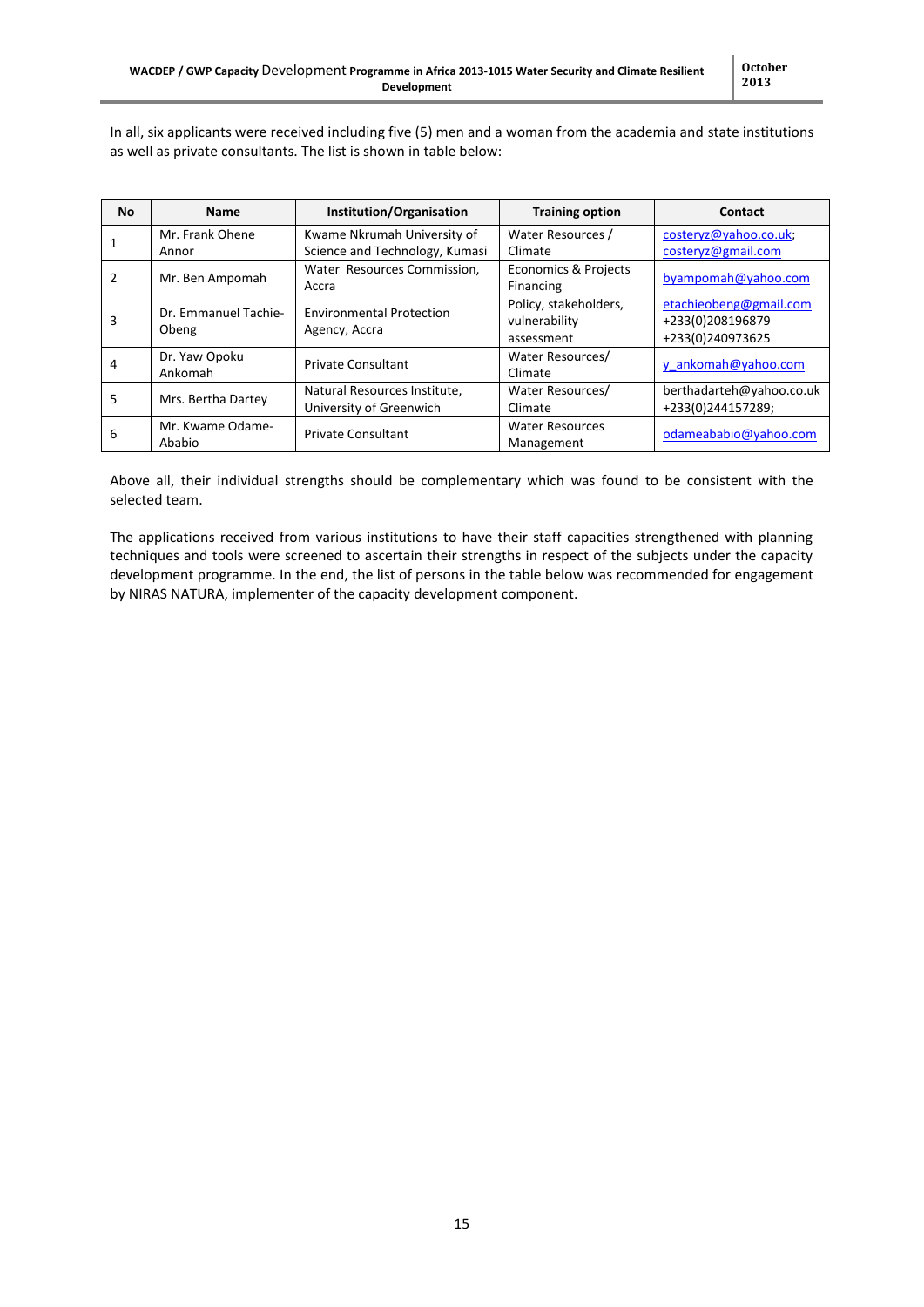In all, six applicants were received including five (5) men and a woman from the academia and state institutions as well as private consultants. The list is shown in table below:

| No | Name | Institution/Organisation | Training option | Contact |
|---|---|---|---|---|
| 1 | Mr. Frank Ohene Annor | Kwame Nkrumah University of Science and Technology, Kumasi | Water Resources / Climate | costeryz@yahoo.co.uk; costeryz@gmail.com |
| 2 | Mr. Ben Ampomah | Water Resources Commission, Accra | Economics & Projects Financing | byampomah@yahoo.com |
| 3 | Dr. Emmanuel Tachie-Obeng | Environmental Protection Agency, Accra | Policy, stakeholders, vulnerability assessment | etachieobeng@gmail.com +233(0)208196879 +233(0)240973625 |
| 4 | Dr. Yaw Opoku Ankomah | Private Consultant | Water Resources/ Climate | y_ankomah@yahoo.com |
| 5 | Mrs. Bertha Dartey | Natural Resources Institute, University of Greenwich | Water Resources/ Climate | berthadarteh@yahoo.co.uk +233(0)244157289; |
| 6 | Mr. Kwame Odame-Ababio | Private Consultant | Water Resources Management | odameababio@yahoo.com |

Above all, their individual strengths should be complementary which was found to be consistent with the selected team.

The applications received from various institutions to have their staff capacities strengthened with planning techniques and tools were screened to ascertain their strengths in respect of the subjects under the capacity development programme. In the end, the list of persons in the table below was recommended for engagement by NIRAS NATURA, implementer of the capacity development component.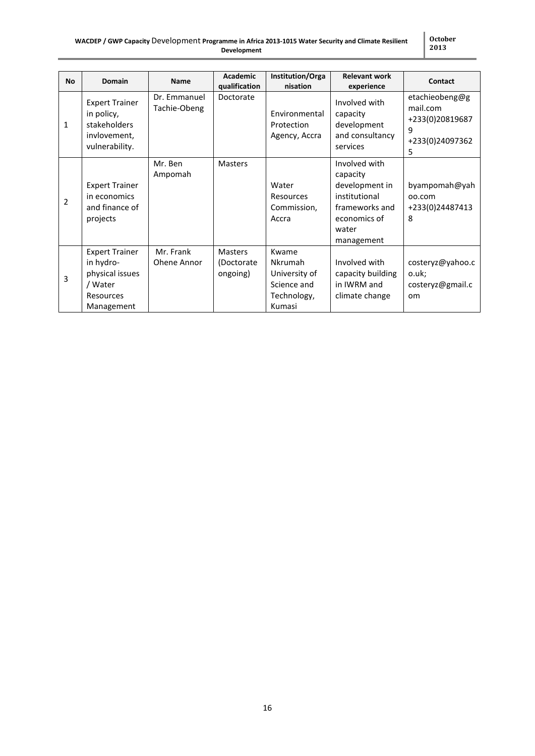| No | Domain | Name | Academic qualification | Institution/Organisation | Relevant work experience | Contact |
|---|---|---|---|---|---|---|
| 1 | Expert Trainer in policy, stakeholders invlovement, vulnerability. | Dr. Emmanuel Tachie-Obeng | Doctorate | Environmental Protection Agency, Accra | Involved with capacity development and consultancy services | etachieobeng@gmail.com +233(0)208196879 +233(0)240973625 |
| 2 | Expert Trainer in economics and finance of projects | Mr. Ben Ampomah | Masters | Water Resources Commission, Accra | Involved with capacity development in institutional frameworks and economics of water management | byampomah@yahoo.com +233(0)244874138 |
| 3 | Expert Trainer in hydro-physical issues / Water Resources Management | Mr. Frank Ohene Annor | Masters (Doctorate ongoing) | Kwame Nkrumah University of Science and Technology, Kumasi | Involved with capacity building in IWRM and climate change | costeryz@yahoo.co.uk; costeryz@gmail.com |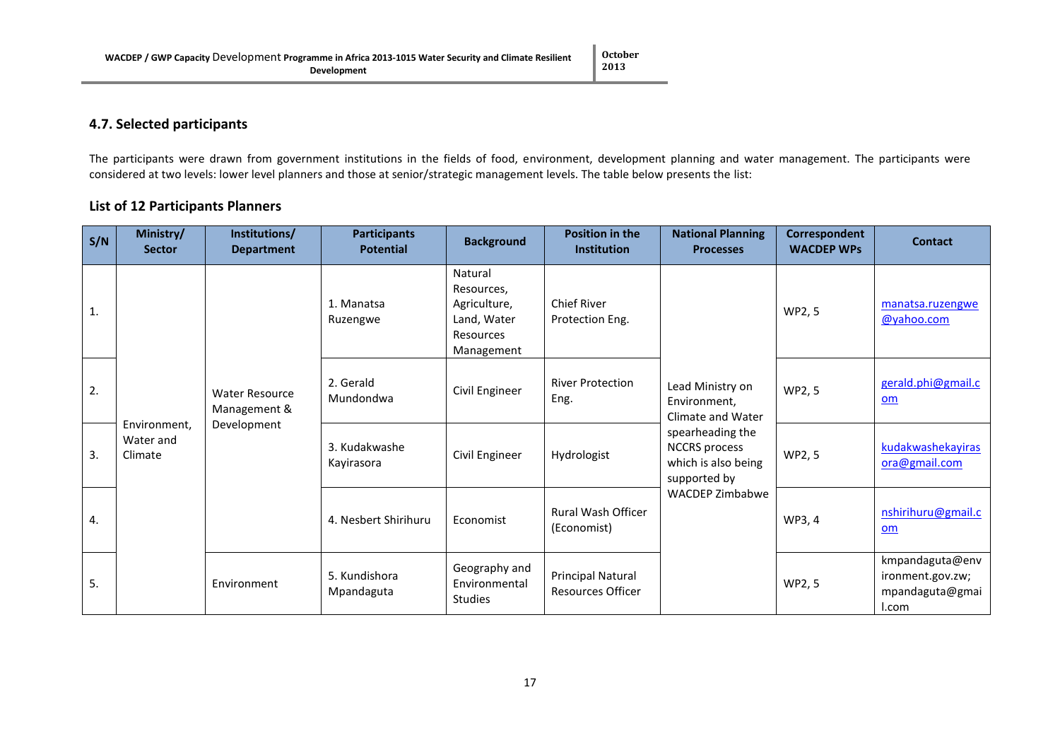### 4.7. Selected participants

The participants were drawn from government institutions in the fields of food, environment, development planning and water management. The participants were considered at two levels: lower level planners and those at senior/strategic management levels. The table below presents the list:

### List of 12 Participants Planners

| S/N | Ministry/ Sector | Institutions/ Department | Participants Potential | Background | Position in the Institution | National Planning Processes | Correspondent WACDEP WPs | Contact |
|---|---|---|---|---|---|---|---|---|
| 1. | Environment, Water and Climate | Water Resource Management & Development | 1. Manatsa Ruzengwe | Natural Resources, Agriculture, Land, Water Resources Management | Chief River Protection Eng. | Lead Ministry on Environment, Climate and Water spearheading the NCCRS process which is also being supported by WACDEP Zimbabwe | WP2, 5 | manatsa.ruzengwe@yahoo.com |
| 2. | | | 2. Gerald Mundondwa | Civil Engineer | River Protection Eng. | | WP2, 5 | gerald.phi@gmail.com |
| 3. | | | 3. Kudakwashe Kayirasora | Civil Engineer | Hydrologist | | WP2, 5 | kudakwashekayirasora@gmail.com |
| 4. | | | 4. Nesbert Shirihuru | Economist | Rural Wash Officer (Economist) | | WP3, 4 | nshirihuru@gmail.com |
| 5. | | Environment | 5. Kundishora Mpandaguta | Geography and Environmental Studies | Principal Natural Resources Officer | | WP2, 5 | kmpandaguta@environment.gov.zw; mpandaguta@gmail.com |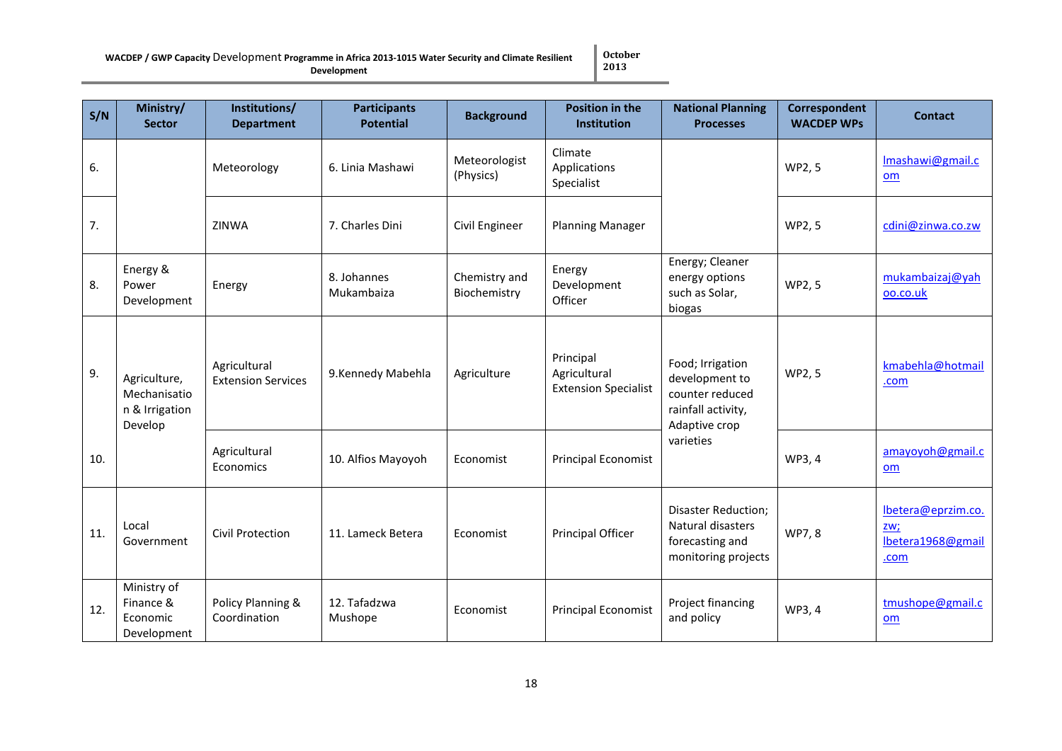| S/N | Ministry/ Sector | Institutions/ Department | Participants Potential | Background | Position in the Institution | National Planning Processes | Correspondent WACDEP WPs | Contact |
|---|---|---|---|---|---|---|---|---|
| 6. | | Meteorology | 6. Linia Mashawi | Meteorologist (Physics) | Climate Applications Specialist | | WP2, 5 | lmashawi@gmail.com |
| 7. | | ZINWA | 7. Charles Dini | Civil Engineer | Planning Manager | | WP2, 5 | cdini@zinwa.co.zw |
| 8. | Energy & Power Development | Energy | 8. Johannes Mukambaiza | Chemistry and Biochemistry | Energy Development Officer | Energy; Cleaner energy options such as Solar, biogas | WP2, 5 | mukambaizaj@yahoo.co.uk |
| 9. | Agriculture, Mechanisation & Irrigation Develop | Agricultural Extension Services | 9.Kennedy Mabehla | Agriculture | Principal Agricultural Extension Specialist | Food; Irrigation development to counter reduced rainfall activity, Adaptive crop varieties | WP2, 5 | kmabehla@hotmail.com |
| 10. | | Agricultural Economics | 10. Alfios Mayoyoh | Economist | Principal Economist | | WP3, 4 | amayoyoh@gmail.com |
| 11. | Local Government | Civil Protection | 11. Lameck Betera | Economist | Principal Officer | Disaster Reduction; Natural disasters forecasting and monitoring projects | WP7, 8 | lbetera@eprzim.co.zw; lbetera1968@gmail.com |
| 12. | Ministry of Finance & Economic Development | Policy Planning & Coordination | 12. Tafadzwa Mushope | Economist | Principal Economist | Project financing and policy | WP3, 4 | tmushope@gmail.com |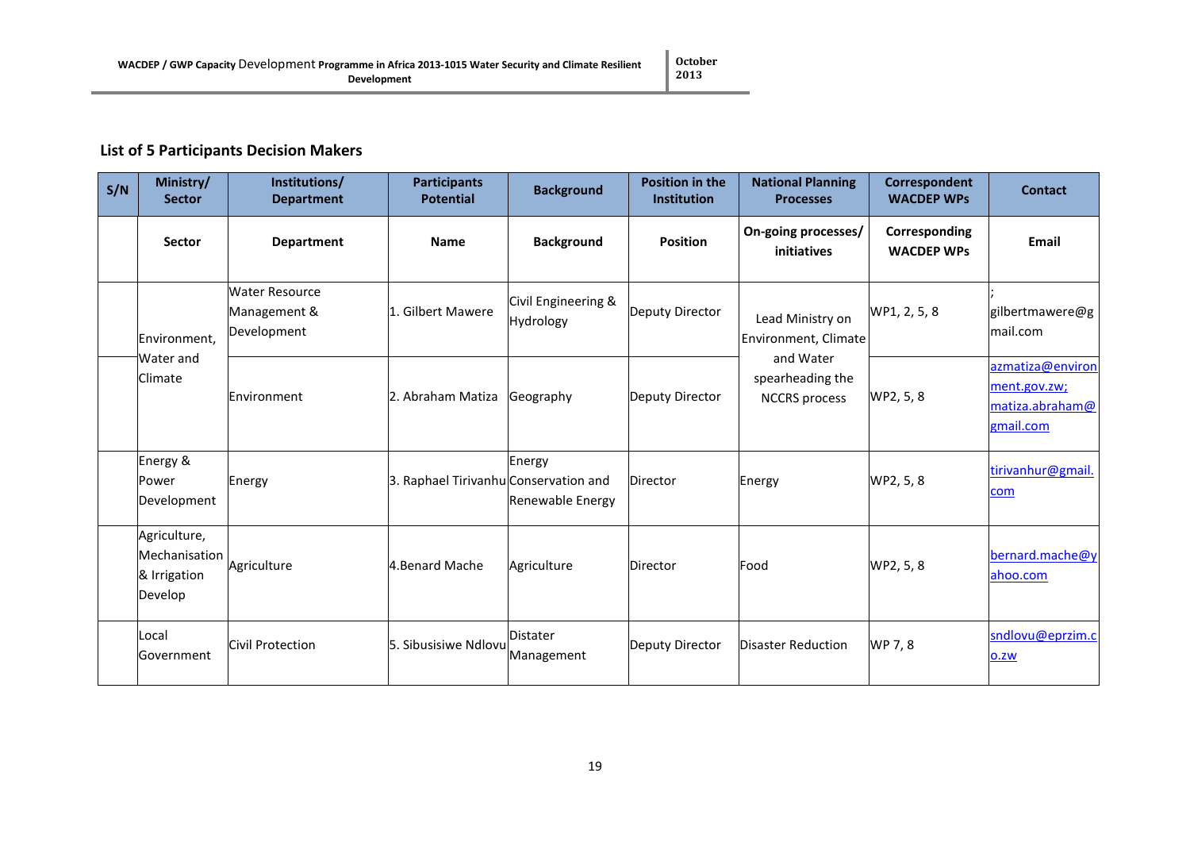### List of 5 Participants Decision Makers

| S/N | Ministry/ Sector | Institutions/ Department | Participants Potential | Background | Position in the Institution | National Planning Processes | Correspondent WACDEP WPs | Contact |
|---|---|---|---|---|---|---|---|---|
| | **Sector** | **Department** | **Name** | **Background** | **Position** | **On-going processes/ initiatives** | **Corresponding WACDEP WPs** | **Email** |
| | Environment, Water and Climate | Water Resource Management & Development | 1. Gilbert Mawere | Civil Engineering & Hydrology | Deputy Director | Lead Ministry on Environment, Climate and Water spearheading the NCCRS process | WP1, 2, 5, 8 | ; gilbertmawere@gmail.com |
| | | Environment | 2. Abraham Matiza | Geography | Deputy Director | | WP2, 5, 8 | azmatiza@environment.gov.zw; matiza.abraham@gmail.com |
| | Energy & Power Development | Energy | 3. Raphael Tirivanhu | Energy Conservation and Renewable Energy | Director | Energy | WP2, 5, 8 | tirivanhur@gmail.com |
| | Agriculture, Mechanisation & Irrigation Develop | Agriculture | 4.Benard Mache | Agriculture | Director | Food | WP2, 5, 8 | bernard.mache@yahoo.com |
| | Local Government | Civil Protection | 5. Sibusisiwe Ndlovu | Distater Management | Deputy Director | Disaster Reduction | WP 7, 8 | sndlovu@eprzim.co.zw |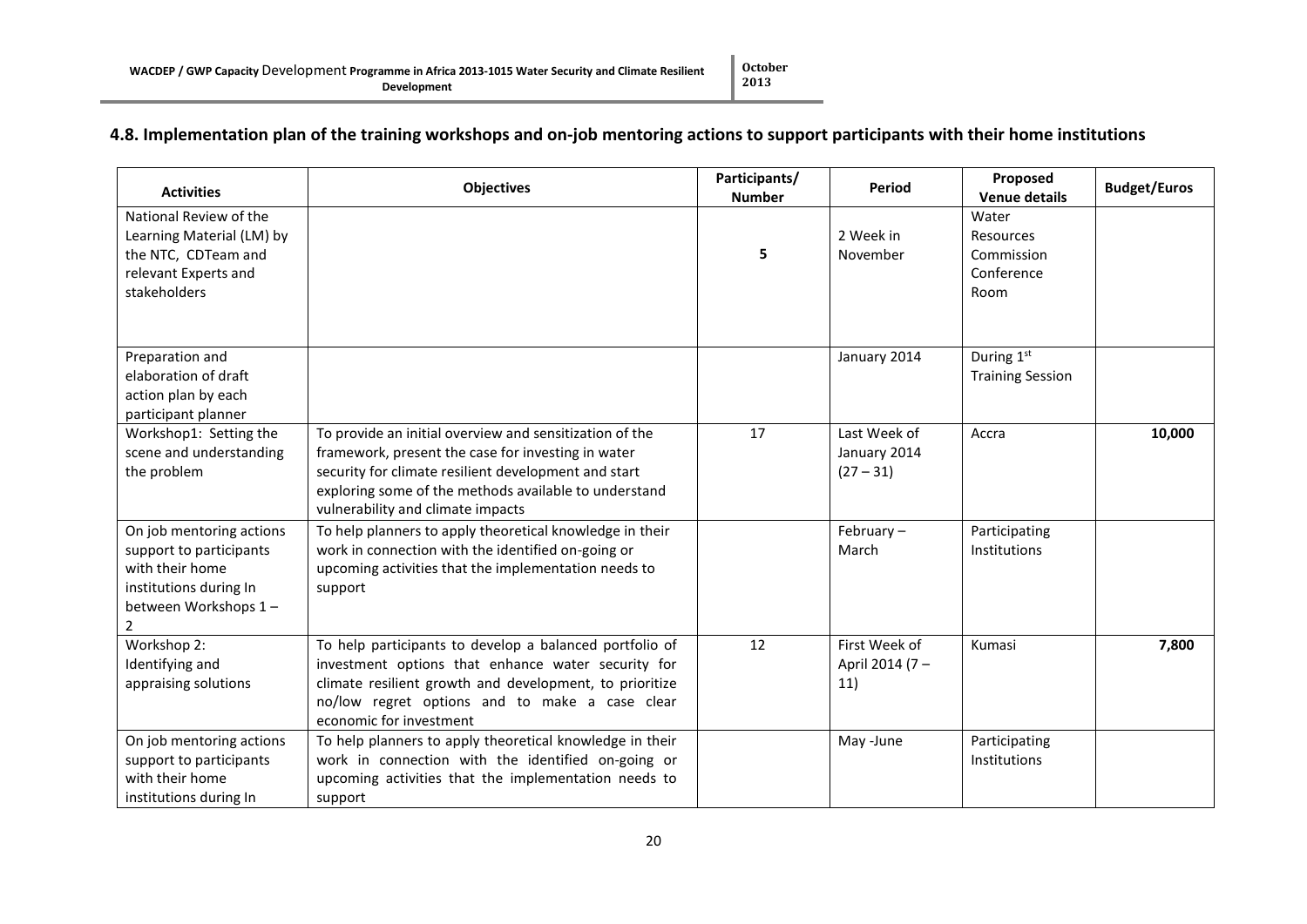## 4.8. Implementation plan of the training workshops and on-job mentoring actions to support participants with their home institutions

| Activities | Objectives | Participants/ Number | Period | Proposed Venue details | Budget/Euros |
|---|---|---|---|---|---|
| National Review of the Learning Material (LM) by the NTC, CDTeam and relevant Experts and stakeholders | | **5** | 2 Week in November | Water Resources Commission Conference Room | |
| Preparation and elaboration of draft action plan by each participant planner | | | January 2014 | During 1st Training Session | |
| Workshop1: Setting the scene and understanding the problem | To provide an initial overview and sensitization of the framework, present the case for investing in water security for climate resilient development and start exploring some of the methods available to understand vulnerability and climate impacts | 17 | Last Week of January 2014 (27 – 31) | Accra | **10,000** |
| On job mentoring actions support to participants with their home institutions during In between Workshops 1 – 2 | To help planners to apply theoretical knowledge in their work in connection with the identified on-going or upcoming activities that the implementation needs to support | | February – March | Participating Institutions | |
| Workshop 2: Identifying and appraising solutions | To help participants to develop a balanced portfolio of investment options that enhance water security for climate resilient growth and development, to prioritize no/low regret options and to make a case clear economic for investment | 12 | First Week of April 2014 (7 – 11) | Kumasi | **7,800** |
| On job mentoring actions support to participants with their home institutions during In | To help planners to apply theoretical knowledge in their work in connection with the identified on-going or upcoming activities that the implementation needs to support | | May -June | Participating Institutions | |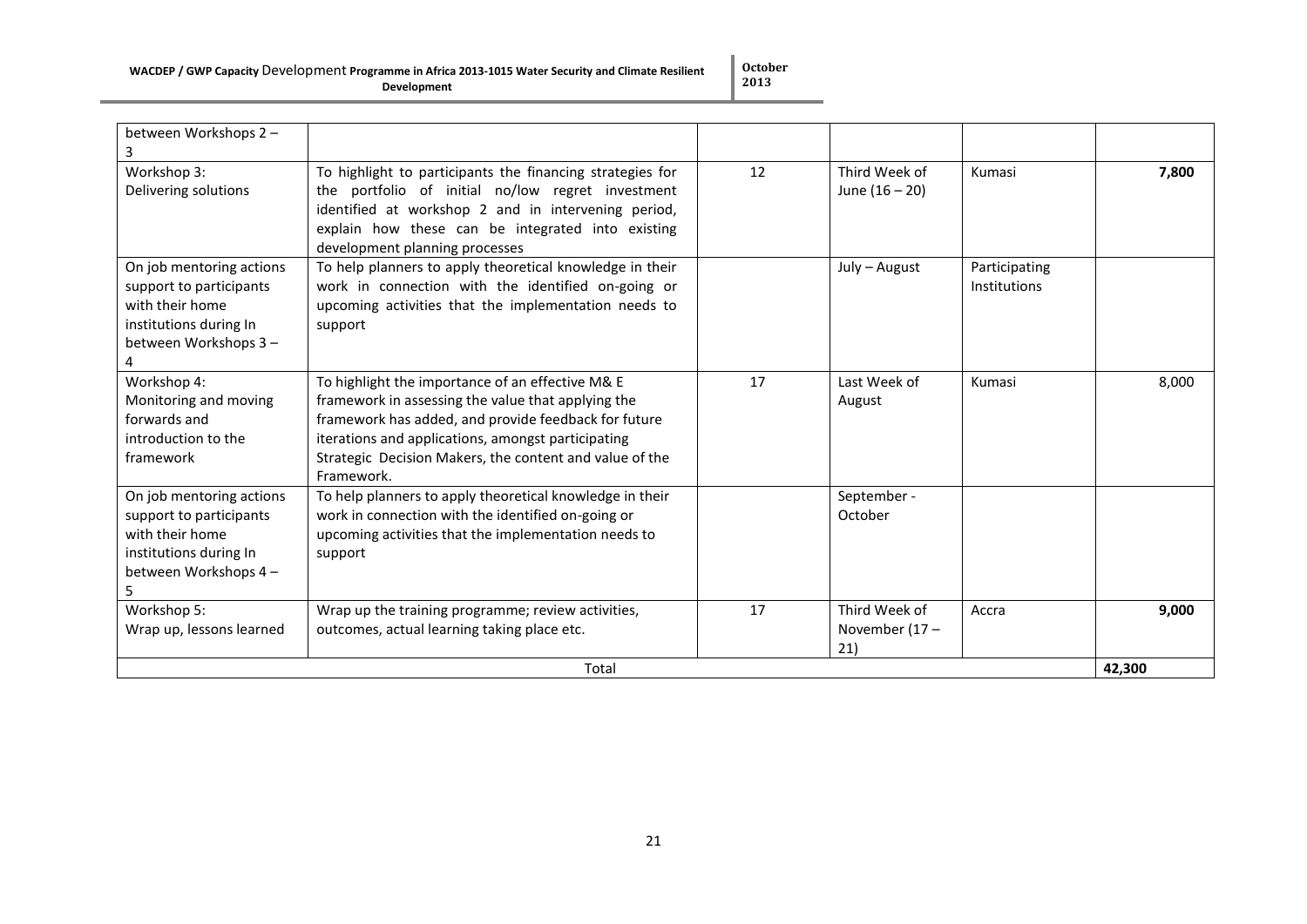| between Workshops 2 – 3 | | | | | |
|---|---|---|---|---|---|
| Workshop 3: Delivering solutions | To highlight to participants the financing strategies for the portfolio of initial no/low regret investment identified at workshop 2 and in intervening period, explain how these can be integrated into existing development planning processes | 12 | Third Week of June (16 – 20) | Kumasi | **7,800** |
| On job mentoring actions support to participants with their home institutions during In between Workshops 3 – 4 | To help planners to apply theoretical knowledge in their work in connection with the identified on-going or upcoming activities that the implementation needs to support | | July – August | Participating Institutions | |
| Workshop 4: Monitoring and moving forwards and introduction to the framework | To highlight the importance of an effective M& E framework in assessing the value that applying the framework has added, and provide feedback for future iterations and applications, amongst participating Strategic Decision Makers, the content and value of the Framework. | 17 | Last Week of August | Kumasi | 8,000 |
| On job mentoring actions support to participants with their home institutions during In between Workshops 4 – 5 | To help planners to apply theoretical knowledge in their work in connection with the identified on-going or upcoming activities that the implementation needs to support | | September - October | | |
| Workshop 5: Wrap up, lessons learned | Wrap up the training programme; review activities, outcomes, actual learning taking place etc. | 17 | Third Week of November (17 – 21) | Accra | **9,000** |
| Total | | | | | **42,300** |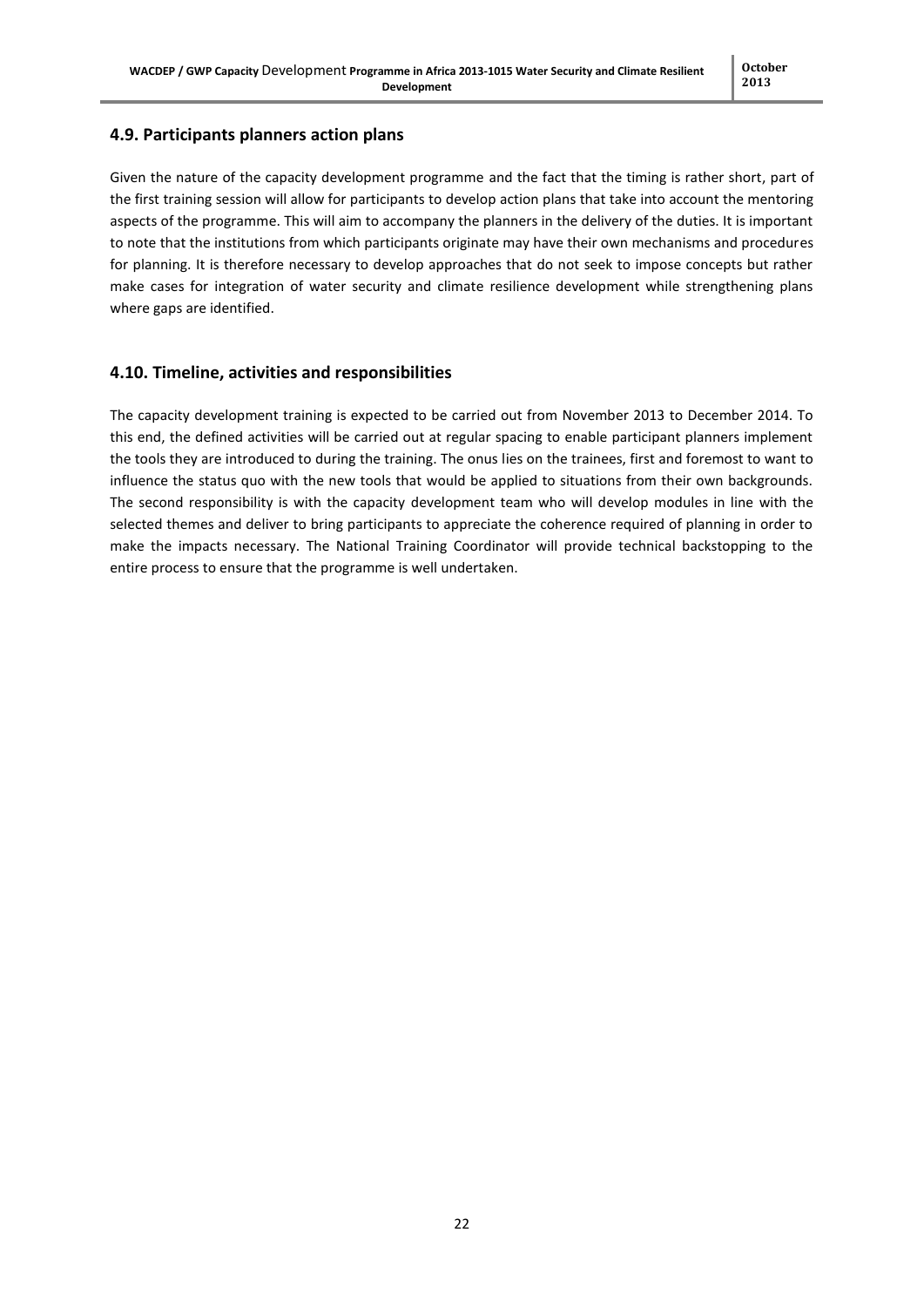## 4.9. Participants planners action plans

Given the nature of the capacity development programme and the fact that the timing is rather short, part of the first training session will allow for participants to develop action plans that take into account the mentoring aspects of the programme. This will aim to accompany the planners in the delivery of the duties. It is important to note that the institutions from which participants originate may have their own mechanisms and procedures for planning. It is therefore necessary to develop approaches that do not seek to impose concepts but rather make cases for integration of water security and climate resilience development while strengthening plans where gaps are identified.

## 4.10. Timeline, activities and responsibilities

The capacity development training is expected to be carried out from November 2013 to December 2014. To this end, the defined activities will be carried out at regular spacing to enable participant planners implement the tools they are introduced to during the training. The onus lies on the trainees, first and foremost to want to influence the status quo with the new tools that would be applied to situations from their own backgrounds. The second responsibility is with the capacity development team who will develop modules in line with the selected themes and deliver to bring participants to appreciate the coherence required of planning in order to make the impacts necessary. The National Training Coordinator will provide technical backstopping to the entire process to ensure that the programme is well undertaken.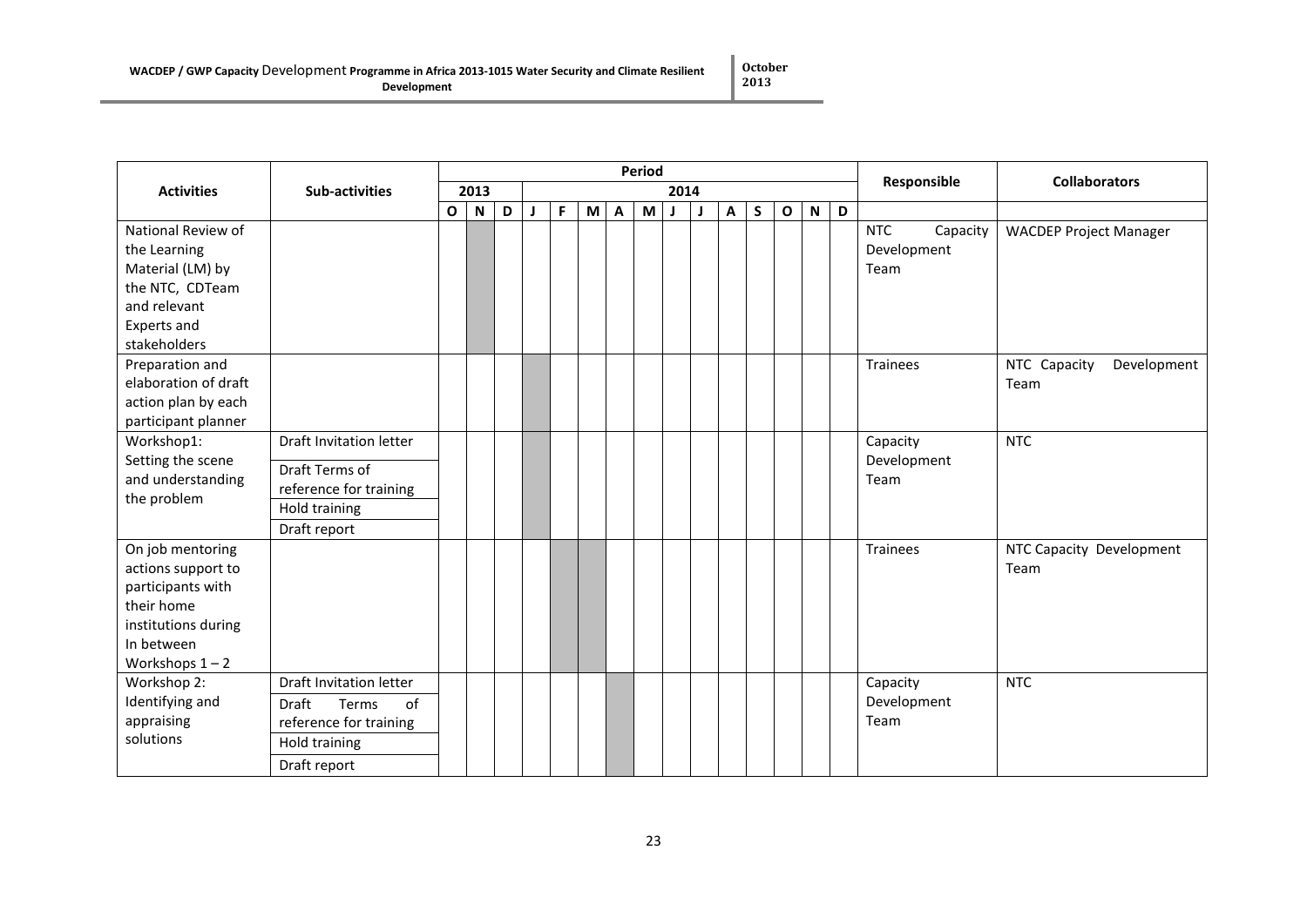| Activities | Sub-activities | Period | | | | | | | | | | | | | | | Responsible | Collaborators |
|---|---|---|---|---|---|---|---|---|---|---|---|---|---|---|---|---|---|---|
| | | 2013 | | | 2014 | | | | | | | | | | | | | |
| | | O | N | D | J | F | M | A | M | J | J | A | S | O | N | D | | |
| National Review of the Learning Material (LM) by the NTC, CDTeam and relevant Experts and stakeholders | | | X | | | | | | | | | | | | | | NTC Capacity Development Team | WACDEP Project Manager |
| Preparation and elaboration of draft action plan by each participant planner | | | | | X | | | | | | | | | | | | Trainees | NTC Capacity Development Team |
| Workshop1: Setting the scene and understanding the problem | Draft Invitation letter<br>Draft Terms of reference for training<br>Hold training<br>Draft report | | | | X | | | | | | | | | | | | Capacity Development Team | NTC |
| On job mentoring actions support to participants with their home institutions during In between Workshops 1 – 2 | | | | | | X | X | | | | | | | | | | Trainees | NTC Capacity Development Team |
| Workshop 2: Identifying and appraising solutions | Draft Invitation letter<br>Draft Terms of reference for training<br>Hold training<br>Draft report | | | | | | | X | | | | | | | | | Capacity Development Team | NTC |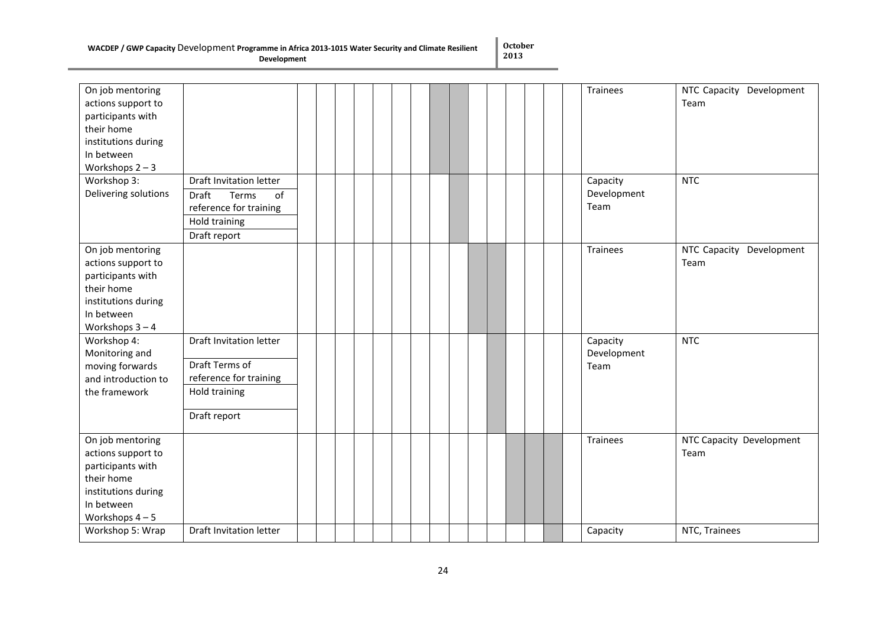| | | | | | | | | | | | | | | | | | | |
|---|---|---|---|---|---|---|---|---|---|---|---|---|---|---|---|---|---|---|
| On job mentoring actions support to participants with their home institutions during In between Workshops 2 – 3 | | | | | | | | | | | | | | | | | Trainees | NTC Capacity Development Team |
| Workshop 3: Delivering solutions | Draft Invitation letter | | | | | | | | | | | | | | | | Capacity Development Team | NTC |
| | Draft Terms of reference for training | | | | | | | | | | | | | | | | | |
| | Hold training | | | | | | | | | | | | | | | | | |
| | Draft report | | | | | | | | | | | | | | | | | |
| On job mentoring actions support to participants with their home institutions during In between Workshops 3 – 4 | | | | | | | | | | | | | | | | | Trainees | NTC Capacity Development Team |
| Workshop 4: Monitoring and moving forwards and introduction to the framework | Draft Invitation letter | | | | | | | | | | | | | | | | Capacity Development Team | NTC |
| | Draft Terms of reference for training | | | | | | | | | | | | | | | | | |
| | Hold training | | | | | | | | | | | | | | | | | |
| | Draft report | | | | | | | | | | | | | | | | | |
| On job mentoring actions support to participants with their home institutions during In between Workshops 4 – 5 | | | | | | | | | | | | | | | | | Trainees | NTC Capacity Development Team |
| Workshop 5: Wrap | Draft Invitation letter | | | | | | | | | | | | | | | | Capacity | NTC, Trainees |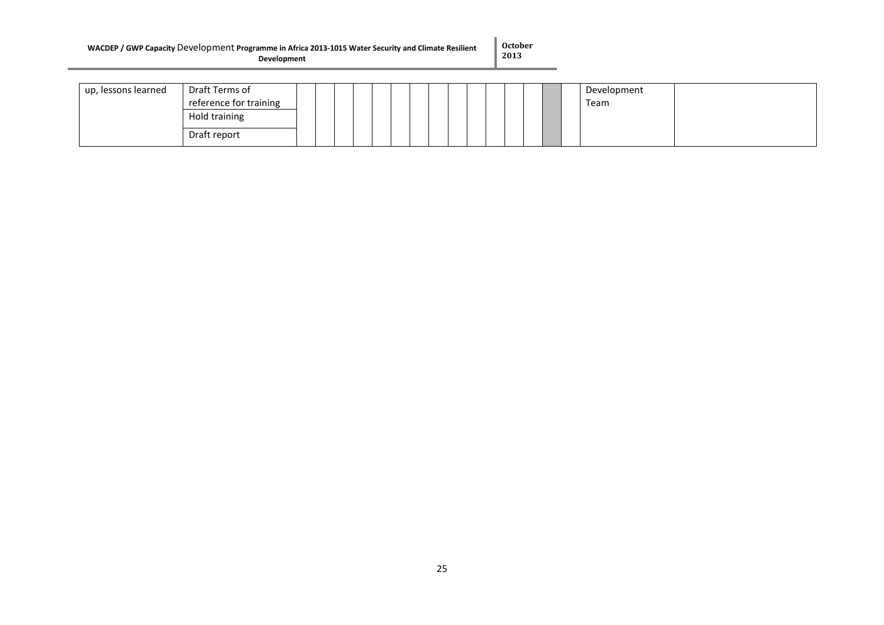| up, lessons learned | Draft Terms of reference for training | | | | | | | | | | | | | | | Development Team | |
|---|---|---|---|---|---|---|---|---|---|---|---|---|---|---|---|---|---|
| | Hold training | | | | | | | | | | | | | | | | |
| | Draft report | | | | | | | | | | | | | | | | |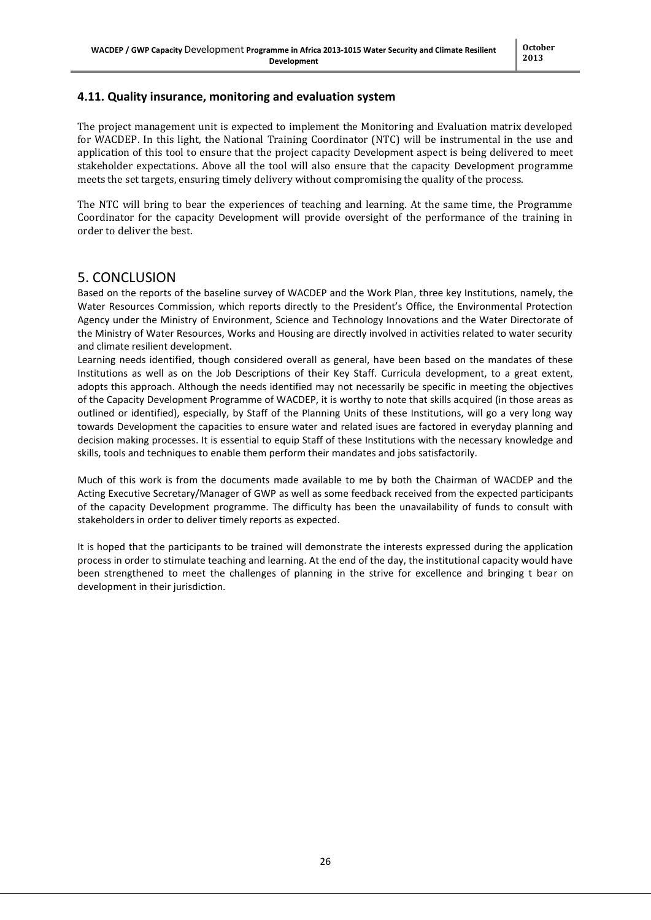### 4.11. Quality insurance, monitoring and evaluation system

The project management unit is expected to implement the Monitoring and Evaluation matrix developed for WACDEP. In this light, the National Training Coordinator (NTC) will be instrumental in the use and application of this tool to ensure that the project capacity Development aspect is being delivered to meet stakeholder expectations. Above all the tool will also ensure that the capacity Development programme meets the set targets, ensuring timely delivery without compromising the quality of the process.

The NTC will bring to bear the experiences of teaching and learning. At the same time, the Programme Coordinator for the capacity Development will provide oversight of the performance of the training in order to deliver the best.

## 5. CONCLUSION

Based on the reports of the baseline survey of WACDEP and the Work Plan, three key Institutions, namely, the Water Resources Commission, which reports directly to the President's Office, the Environmental Protection Agency under the Ministry of Environment, Science and Technology Innovations and the Water Directorate of the Ministry of Water Resources, Works and Housing are directly involved in activities related to water security and climate resilient development.

Learning needs identified, though considered overall as general, have been based on the mandates of these Institutions as well as on the Job Descriptions of their Key Staff. Curricula development, to a great extent, adopts this approach. Although the needs identified may not necessarily be specific in meeting the objectives of the Capacity Development Programme of WACDEP, it is worthy to note that skills acquired (in those areas as outlined or identified), especially, by Staff of the Planning Units of these Institutions, will go a very long way towards Development the capacities to ensure water and related isues are factored in everyday planning and decision making processes. It is essential to equip Staff of these Institutions with the necessary knowledge and skills, tools and techniques to enable them perform their mandates and jobs satisfactorily.

Much of this work is from the documents made available to me by both the Chairman of WACDEP and the Acting Executive Secretary/Manager of GWP as well as some feedback received from the expected participants of the capacity Development programme. The difficulty has been the unavailability of funds to consult with stakeholders in order to deliver timely reports as expected.

It is hoped that the participants to be trained will demonstrate the interests expressed during the application process in order to stimulate teaching and learning. At the end of the day, the institutional capacity would have been strengthened to meet the challenges of planning in the strive for excellence and bringing t bear on development in their jurisdiction.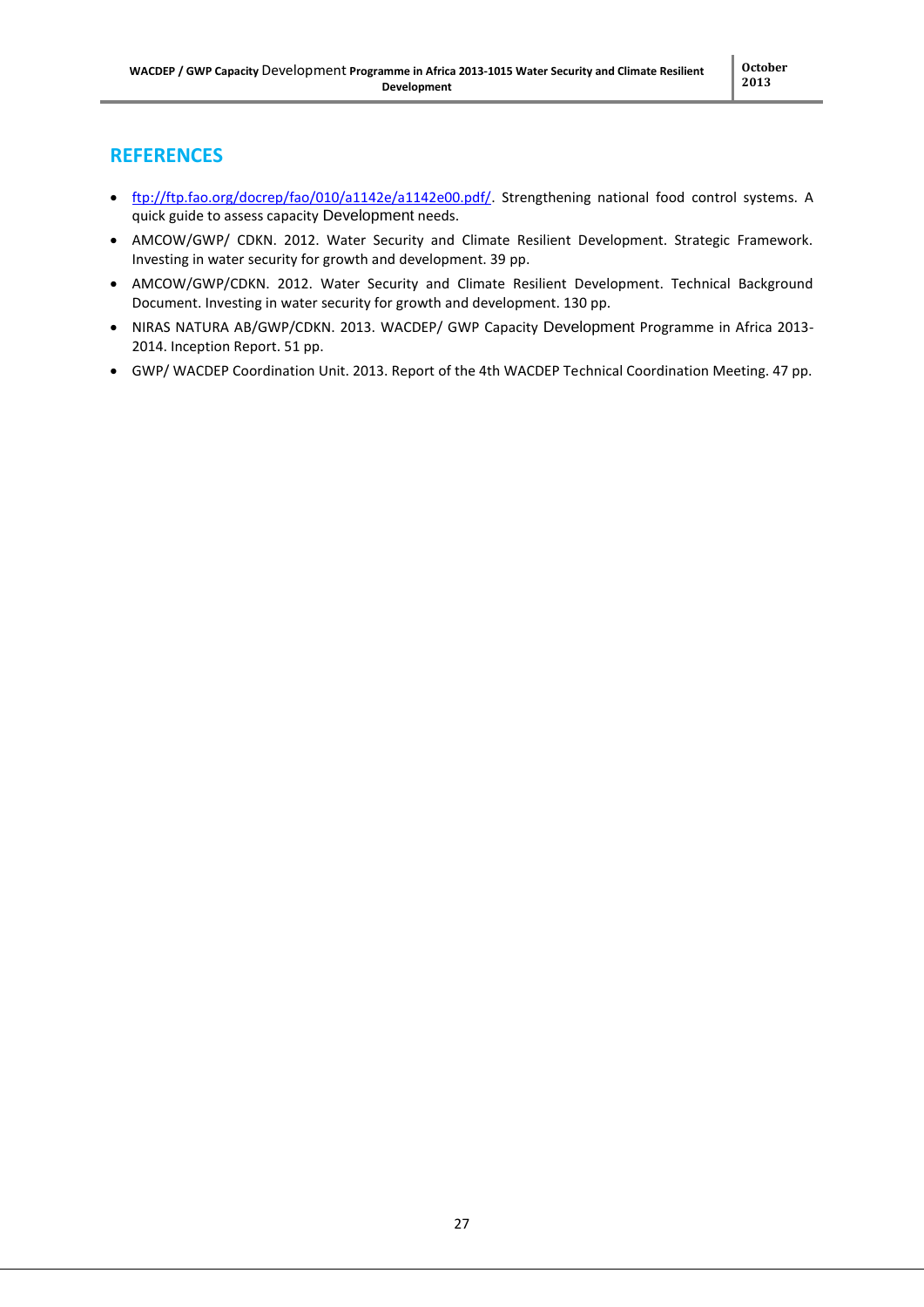## REFERENCES

- ftp://ftp.fao.org/docrep/fao/010/a1142e/a1142e00.pdf/. Strengthening national food control systems. A quick guide to assess capacity Development needs.
- AMCOW/GWP/ CDKN. 2012. Water Security and Climate Resilient Development. Strategic Framework. Investing in water security for growth and development. 39 pp.
- AMCOW/GWP/CDKN. 2012. Water Security and Climate Resilient Development. Technical Background Document. Investing in water security for growth and development. 130 pp.
- NIRAS NATURA AB/GWP/CDKN. 2013. WACDEP/ GWP Capacity Development Programme in Africa 2013-2014. Inception Report. 51 pp.
- GWP/ WACDEP Coordination Unit. 2013. Report of the 4th WACDEP Technical Coordination Meeting. 47 pp.